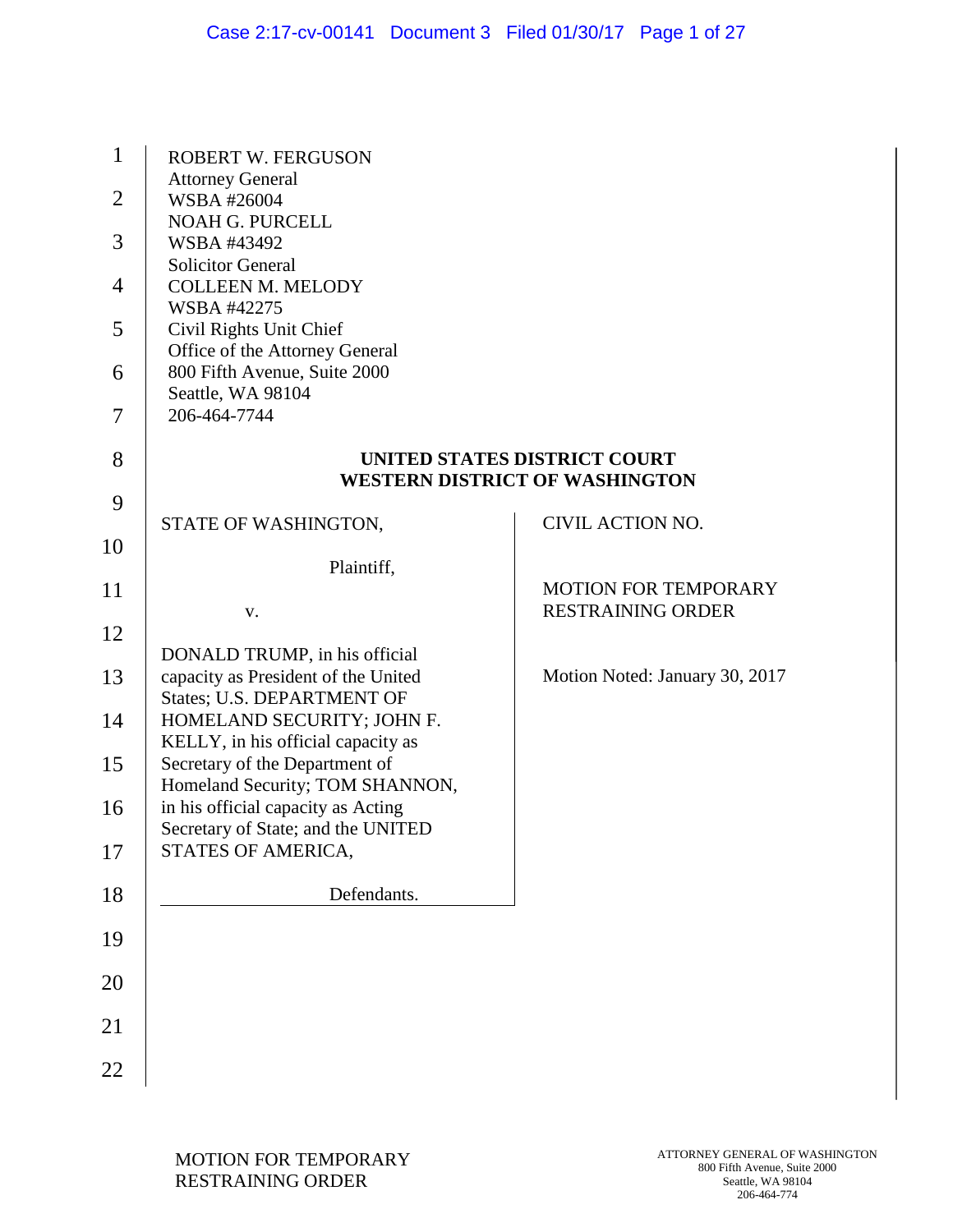ROBERT W. FERGUSON
Attorney General
WSBA #26004
NOAH G. PURCELL
WSBA #43492
Solicitor General
COLLEEN M. MELODY
WSBA #42275
Civil Rights Unit Chief
Office of the Attorney General
800 Fifth Avenue, Suite 2000
Seattle, WA 98104
206-464-7744

**UNITED STATES DISTRICT COURT**
**WESTERN DISTRICT OF WASHINGTON**

STATE OF WASHINGTON,

Plaintiff,

v.

DONALD TRUMP, in his official capacity as President of the United States; U.S. DEPARTMENT OF HOMELAND SECURITY; JOHN F. KELLY, in his official capacity as Secretary of the Department of Homeland Security; TOM SHANNON, in his official capacity as Acting Secretary of State; and the UNITED STATES OF AMERICA,

Defendants.

CIVIL ACTION NO.

MOTION FOR TEMPORARY RESTRAINING ORDER

Motion Noted: January 30, 2017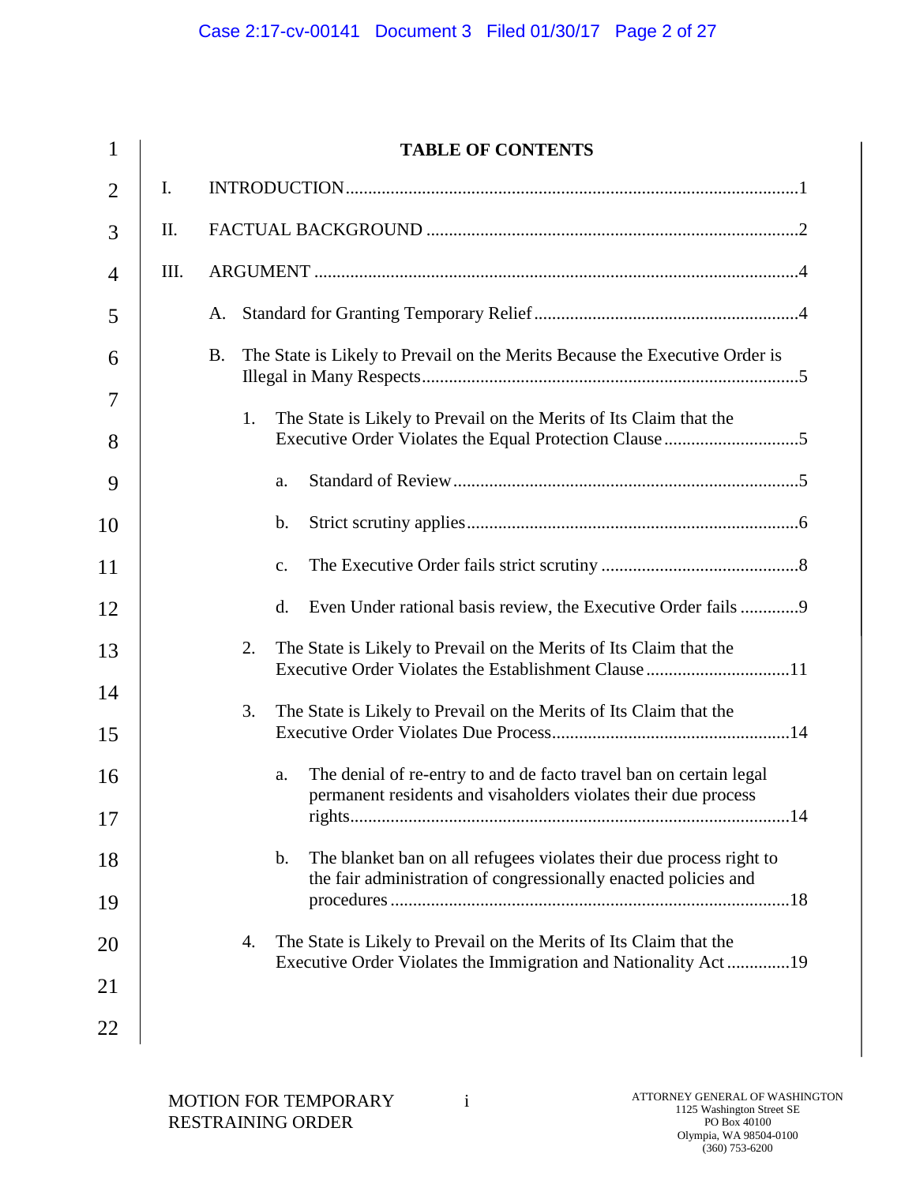## TABLE OF CONTENTS

I. INTRODUCTION .....1

II. FACTUAL BACKGROUND .....2

III. ARGUMENT .....4

- A. Standard for Granting Temporary Relief .....4
- B. The State is Likely to Prevail on the Merits Because the Executive Order is Illegal in Many Respects .....5
  - 1. The State is Likely to Prevail on the Merits of Its Claim that the Executive Order Violates the Equal Protection Clause .....5
    - a. Standard of Review .....5
    - b. Strict scrutiny applies .....6
    - c. The Executive Order fails strict scrutiny .....8
    - d. Even Under rational basis review, the Executive Order fails .....9
  - 2. The State is Likely to Prevail on the Merits of Its Claim that the Executive Order Violates the Establishment Clause .....11
  - 3. The State is Likely to Prevail on the Merits of Its Claim that the Executive Order Violates Due Process .....14
    - a. The denial of re-entry to and de facto travel ban on certain legal permanent residents and visaholders violates their due process rights .....14
    - b. The blanket ban on all refugees violates their due process right to the fair administration of congressionally enacted policies and procedures .....18
  - 4. The State is Likely to Prevail on the Merits of Its Claim that the Executive Order Violates the Immigration and Nationality Act .....19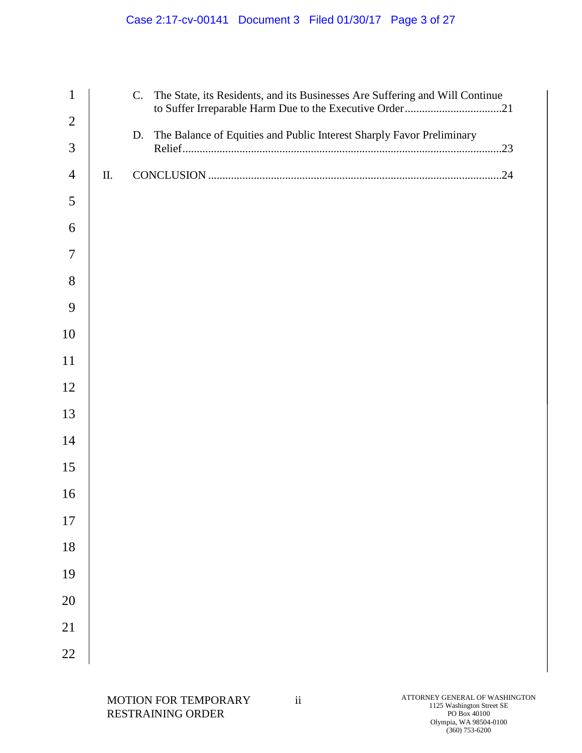C. The State, its Residents, and its Businesses Are Suffering and Will Continue to Suffer Irreparable Harm Due to the Executive Order .................................21

D. The Balance of Equities and Public Interest Sharply Favor Preliminary Relief ...............................................................................................................23

II. CONCLUSION .....................................................................................................24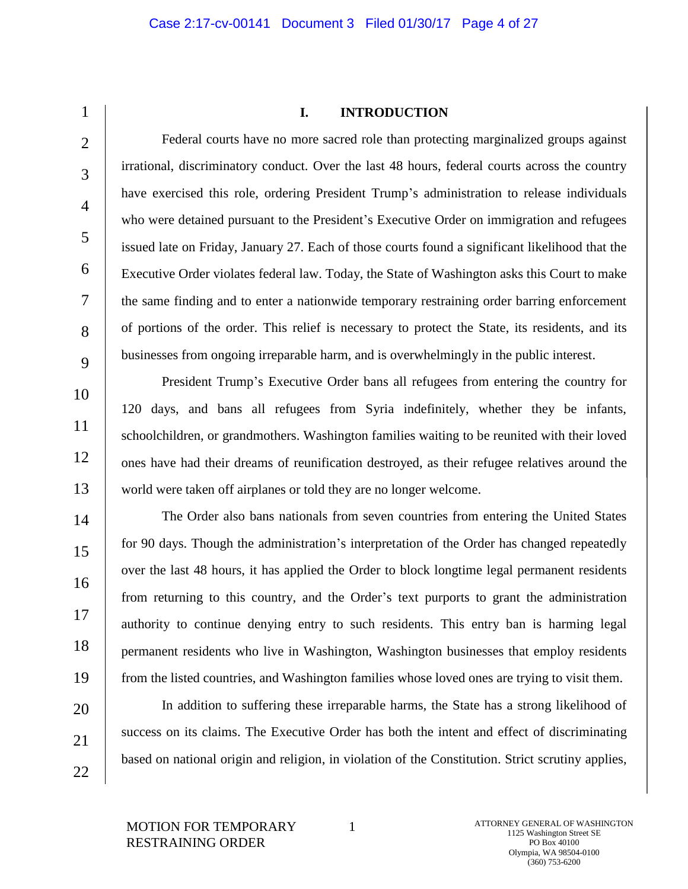# I. INTRODUCTION

Federal courts have no more sacred role than protecting marginalized groups against irrational, discriminatory conduct. Over the last 48 hours, federal courts across the country have exercised this role, ordering President Trump's administration to release individuals who were detained pursuant to the President's Executive Order on immigration and refugees issued late on Friday, January 27. Each of those courts found a significant likelihood that the Executive Order violates federal law. Today, the State of Washington asks this Court to make the same finding and to enter a nationwide temporary restraining order barring enforcement of portions of the order. This relief is necessary to protect the State, its residents, and its businesses from ongoing irreparable harm, and is overwhelmingly in the public interest.

President Trump's Executive Order bans all refugees from entering the country for 120 days, and bans all refugees from Syria indefinitely, whether they be infants, schoolchildren, or grandmothers. Washington families waiting to be reunited with their loved ones have had their dreams of reunification destroyed, as their refugee relatives around the world were taken off airplanes or told they are no longer welcome.

The Order also bans nationals from seven countries from entering the United States for 90 days. Though the administration's interpretation of the Order has changed repeatedly over the last 48 hours, it has applied the Order to block longtime legal permanent residents from returning to this country, and the Order's text purports to grant the administration authority to continue denying entry to such residents. This entry ban is harming legal permanent residents who live in Washington, Washington businesses that employ residents from the listed countries, and Washington families whose loved ones are trying to visit them.

In addition to suffering these irreparable harms, the State has a strong likelihood of success on its claims. The Executive Order has both the intent and effect of discriminating based on national origin and religion, in violation of the Constitution. Strict scrutiny applies,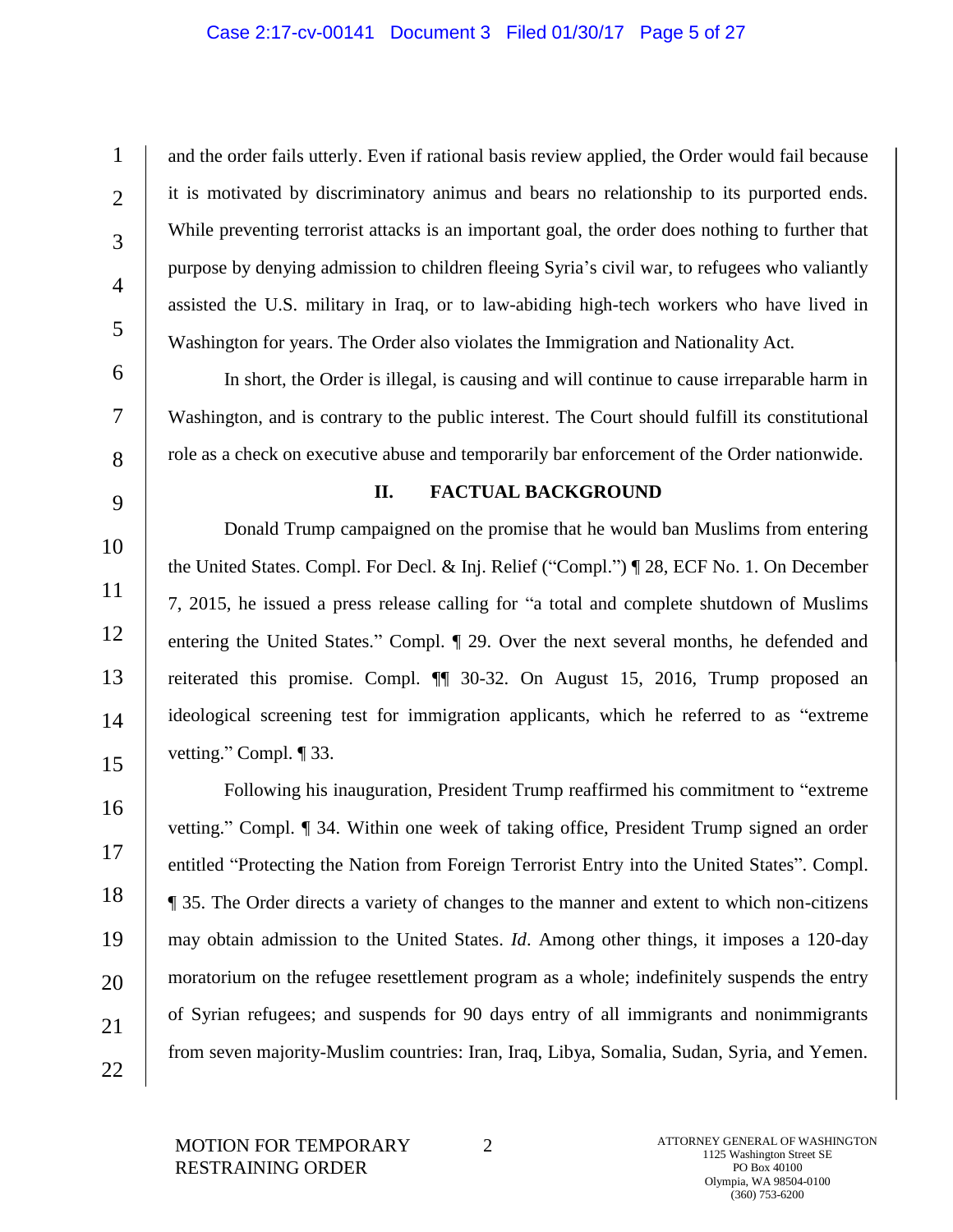and the order fails utterly. Even if rational basis review applied, the Order would fail because it is motivated by discriminatory animus and bears no relationship to its purported ends. While preventing terrorist attacks is an important goal, the order does nothing to further that purpose by denying admission to children fleeing Syria's civil war, to refugees who valiantly assisted the U.S. military in Iraq, or to law-abiding high-tech workers who have lived in Washington for years. The Order also violates the Immigration and Nationality Act.

In short, the Order is illegal, is causing and will continue to cause irreparable harm in Washington, and is contrary to the public interest. The Court should fulfill its constitutional role as a check on executive abuse and temporarily bar enforcement of the Order nationwide.

## II. FACTUAL BACKGROUND

Donald Trump campaigned on the promise that he would ban Muslims from entering the United States. Compl. For Decl. & Inj. Relief ("Compl.") ¶ 28, ECF No. 1. On December 7, 2015, he issued a press release calling for "a total and complete shutdown of Muslims entering the United States." Compl. ¶ 29. Over the next several months, he defended and reiterated this promise. Compl. ¶¶ 30-32. On August 15, 2016, Trump proposed an ideological screening test for immigration applicants, which he referred to as "extreme vetting." Compl. ¶ 33.

Following his inauguration, President Trump reaffirmed his commitment to "extreme vetting." Compl. ¶ 34. Within one week of taking office, President Trump signed an order entitled "Protecting the Nation from Foreign Terrorist Entry into the United States". Compl. ¶ 35. The Order directs a variety of changes to the manner and extent to which non-citizens may obtain admission to the United States. *Id*. Among other things, it imposes a 120-day moratorium on the refugee resettlement program as a whole; indefinitely suspends the entry of Syrian refugees; and suspends for 90 days entry of all immigrants and nonimmigrants from seven majority-Muslim countries: Iran, Iraq, Libya, Somalia, Sudan, Syria, and Yemen.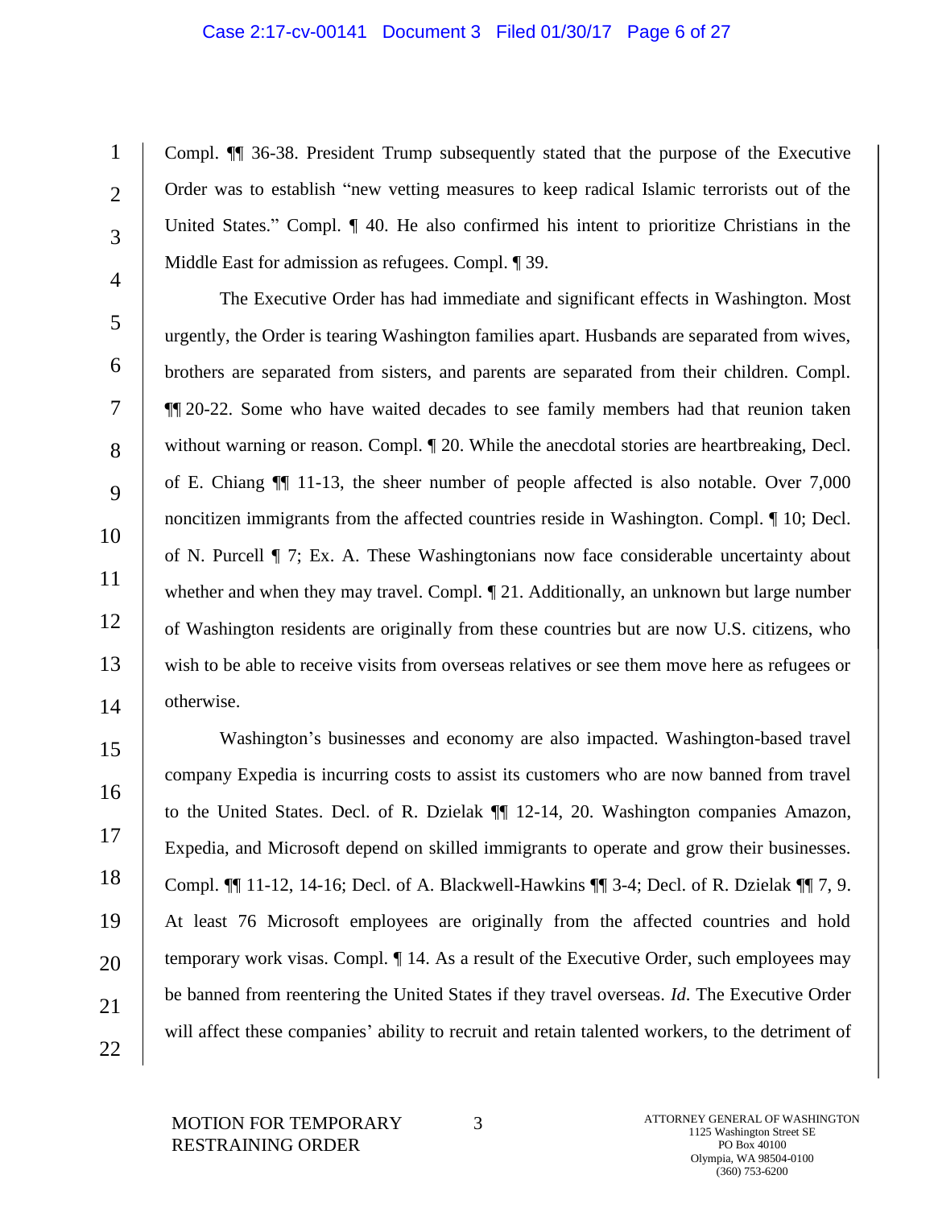Compl. ¶¶ 36-38. President Trump subsequently stated that the purpose of the Executive Order was to establish "new vetting measures to keep radical Islamic terrorists out of the United States." Compl. ¶ 40. He also confirmed his intent to prioritize Christians in the Middle East for admission as refugees. Compl. ¶ 39.

The Executive Order has had immediate and significant effects in Washington. Most urgently, the Order is tearing Washington families apart. Husbands are separated from wives, brothers are separated from sisters, and parents are separated from their children. Compl. ¶¶ 20-22. Some who have waited decades to see family members had that reunion taken without warning or reason. Compl. ¶ 20. While the anecdotal stories are heartbreaking, Decl. of E. Chiang ¶¶ 11-13, the sheer number of people affected is also notable. Over 7,000 noncitizen immigrants from the affected countries reside in Washington. Compl. ¶ 10; Decl. of N. Purcell ¶ 7; Ex. A. These Washingtonians now face considerable uncertainty about whether and when they may travel. Compl. ¶ 21. Additionally, an unknown but large number of Washington residents are originally from these countries but are now U.S. citizens, who wish to be able to receive visits from overseas relatives or see them move here as refugees or otherwise.

Washington's businesses and economy are also impacted. Washington-based travel company Expedia is incurring costs to assist its customers who are now banned from travel to the United States. Decl. of R. Dzielak ¶¶ 12-14, 20. Washington companies Amazon, Expedia, and Microsoft depend on skilled immigrants to operate and grow their businesses. Compl. ¶¶ 11-12, 14-16; Decl. of A. Blackwell-Hawkins ¶¶ 3-4; Decl. of R. Dzielak ¶¶ 7, 9. At least 76 Microsoft employees are originally from the affected countries and hold temporary work visas. Compl. ¶ 14. As a result of the Executive Order, such employees may be banned from reentering the United States if they travel overseas. *Id.* The Executive Order will affect these companies' ability to recruit and retain talented workers, to the detriment of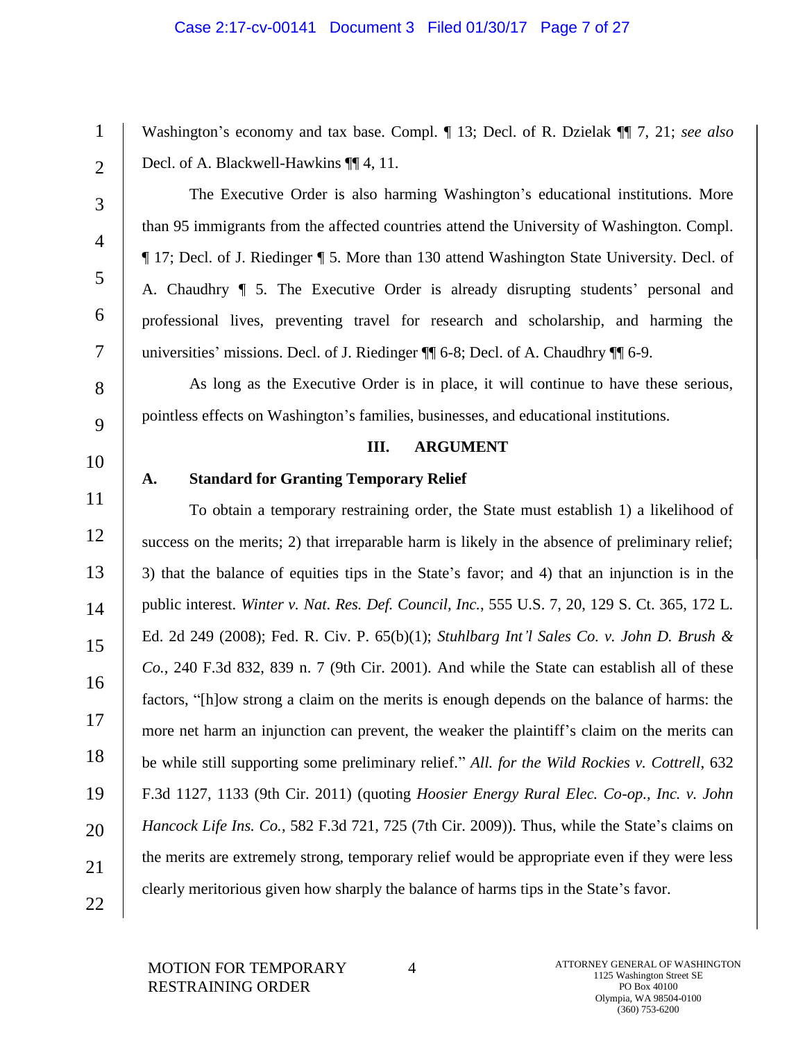Washington's economy and tax base. Compl. ¶ 13; Decl. of R. Dzielak ¶¶ 7, 21; *see also* Decl. of A. Blackwell-Hawkins ¶¶ 4, 11.

The Executive Order is also harming Washington's educational institutions. More than 95 immigrants from the affected countries attend the University of Washington. Compl. ¶ 17; Decl. of J. Riedinger ¶ 5. More than 130 attend Washington State University. Decl. of A. Chaudhry ¶ 5. The Executive Order is already disrupting students' personal and professional lives, preventing travel for research and scholarship, and harming the universities' missions. Decl. of J. Riedinger ¶¶ 6-8; Decl. of A. Chaudhry ¶¶ 6-9.

As long as the Executive Order is in place, it will continue to have these serious, pointless effects on Washington's families, businesses, and educational institutions.

## III. ARGUMENT

### A. Standard for Granting Temporary Relief

To obtain a temporary restraining order, the State must establish 1) a likelihood of success on the merits; 2) that irreparable harm is likely in the absence of preliminary relief; 3) that the balance of equities tips in the State's favor; and 4) that an injunction is in the public interest. *Winter v. Nat. Res. Def. Council, Inc.*, 555 U.S. 7, 20, 129 S. Ct. 365, 172 L. Ed. 2d 249 (2008); Fed. R. Civ. P. 65(b)(1); *Stuhlbarg Int'l Sales Co. v. John D. Brush & Co.*, 240 F.3d 832, 839 n. 7 (9th Cir. 2001). And while the State can establish all of these factors, "[h]ow strong a claim on the merits is enough depends on the balance of harms: the more net harm an injunction can prevent, the weaker the plaintiff's claim on the merits can be while still supporting some preliminary relief." *All. for the Wild Rockies v. Cottrell*, 632 F.3d 1127, 1133 (9th Cir. 2011) (quoting *Hoosier Energy Rural Elec. Co-op., Inc. v. John Hancock Life Ins. Co.*, 582 F.3d 721, 725 (7th Cir. 2009)). Thus, while the State's claims on the merits are extremely strong, temporary relief would be appropriate even if they were less clearly meritorious given how sharply the balance of harms tips in the State's favor.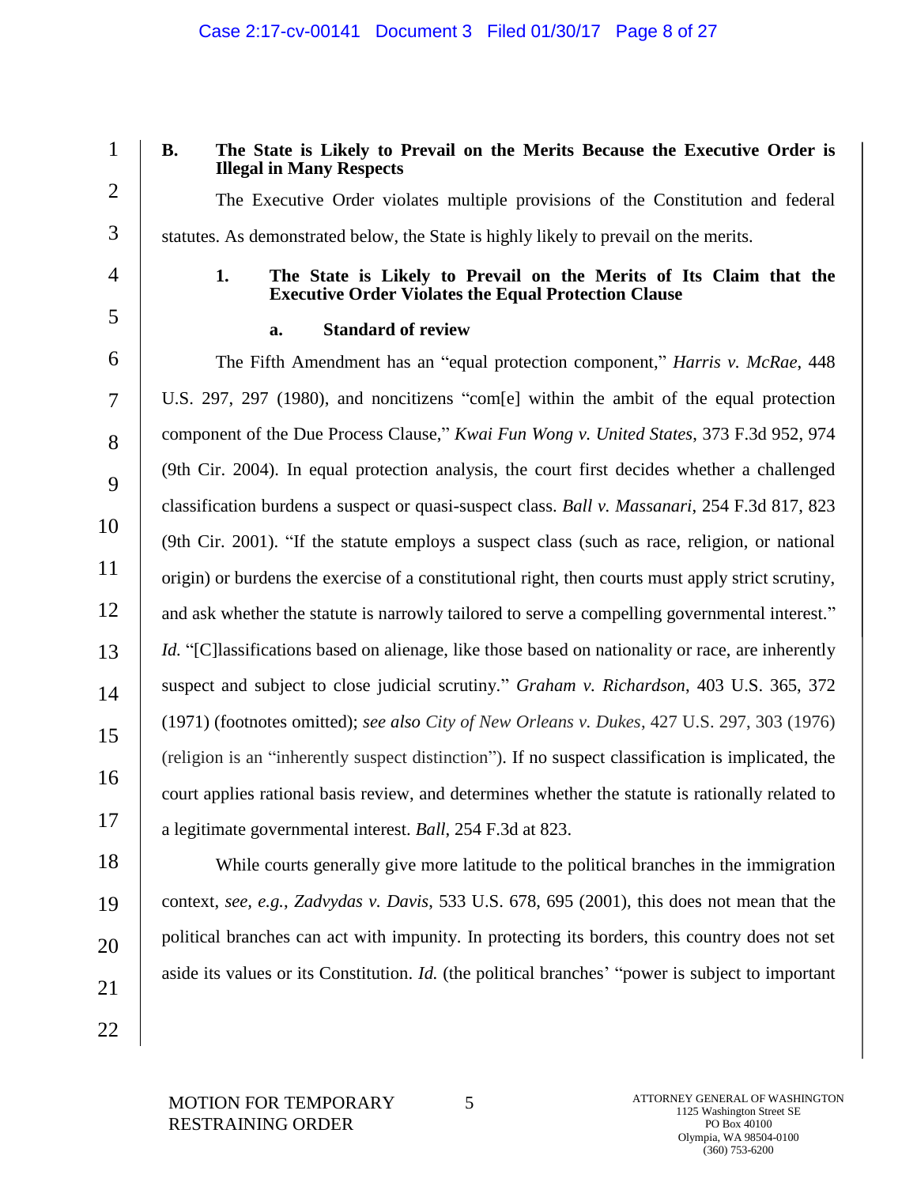### B. The State is Likely to Prevail on the Merits Because the Executive Order is Illegal in Many Respects

The Executive Order violates multiple provisions of the Constitution and federal statutes. As demonstrated below, the State is highly likely to prevail on the merits.

#### 1. The State is Likely to Prevail on the Merits of Its Claim that the Executive Order Violates the Equal Protection Clause

##### a. Standard of review

The Fifth Amendment has an "equal protection component," *Harris v. McRae*, 448 U.S. 297, 297 (1980), and noncitizens "com[e] within the ambit of the equal protection component of the Due Process Clause," *Kwai Fun Wong v. United States*, 373 F.3d 952, 974 (9th Cir. 2004). In equal protection analysis, the court first decides whether a challenged classification burdens a suspect or quasi-suspect class. *Ball v. Massanari*, 254 F.3d 817, 823 (9th Cir. 2001). "If the statute employs a suspect class (such as race, religion, or national origin) or burdens the exercise of a constitutional right, then courts must apply strict scrutiny, and ask whether the statute is narrowly tailored to serve a compelling governmental interest." *Id.* "[C]lassifications based on alienage, like those based on nationality or race, are inherently suspect and subject to close judicial scrutiny." *Graham v. Richardson*, 403 U.S. 365, 372 (1971) (footnotes omitted); *see also City of New Orleans v. Dukes*, 427 U.S. 297, 303 (1976) (religion is an "inherently suspect distinction"). If no suspect classification is implicated, the court applies rational basis review, and determines whether the statute is rationally related to a legitimate governmental interest. *Ball*, 254 F.3d at 823.

While courts generally give more latitude to the political branches in the immigration context, *see, e.g.*, *Zadvydas v. Davis*, 533 U.S. 678, 695 (2001), this does not mean that the political branches can act with impunity. In protecting its borders, this country does not set aside its values or its Constitution. *Id.* (the political branches' "power is subject to important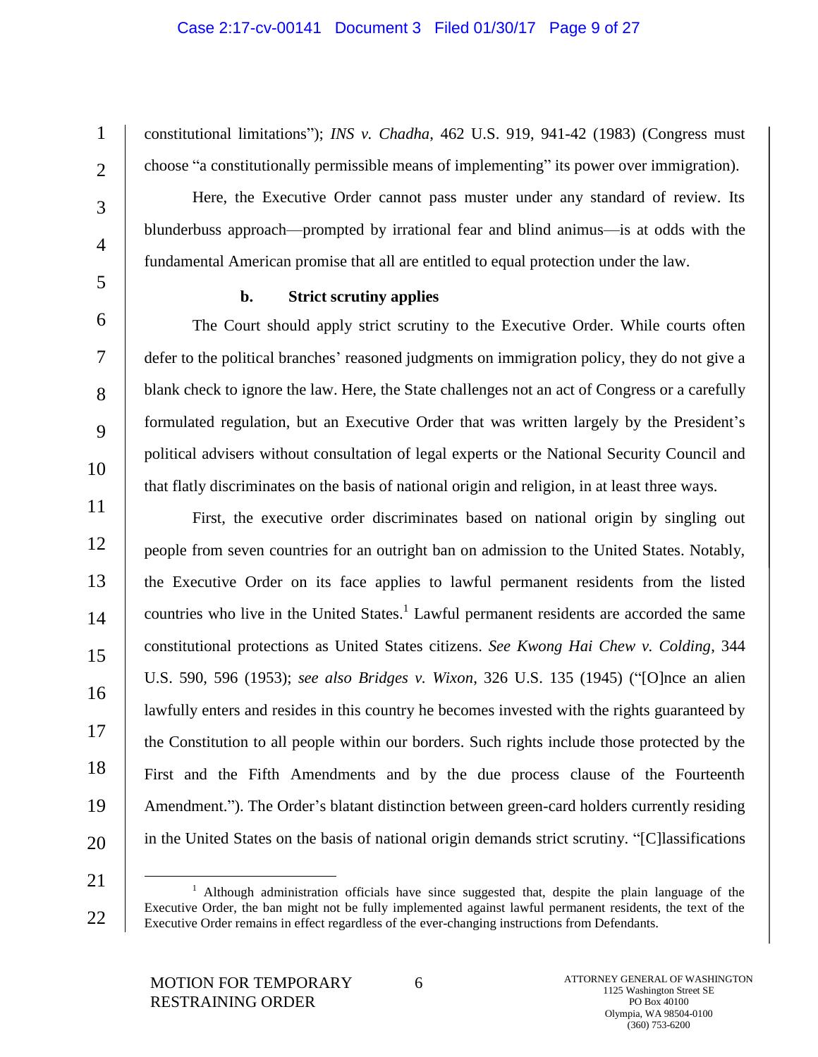constitutional limitations"); *INS v. Chadha*, 462 U.S. 919, 941-42 (1983) (Congress must choose "a constitutionally permissible means of implementing" its power over immigration).

Here, the Executive Order cannot pass muster under any standard of review. Its blunderbuss approach—prompted by irrational fear and blind animus—is at odds with the fundamental American promise that all are entitled to equal protection under the law.

**b. Strict scrutiny applies**

The Court should apply strict scrutiny to the Executive Order. While courts often defer to the political branches' reasoned judgments on immigration policy, they do not give a blank check to ignore the law. Here, the State challenges not an act of Congress or a carefully formulated regulation, but an Executive Order that was written largely by the President's political advisers without consultation of legal experts or the National Security Council and that flatly discriminates on the basis of national origin and religion, in at least three ways.

First, the executive order discriminates based on national origin by singling out people from seven countries for an outright ban on admission to the United States. Notably, the Executive Order on its face applies to lawful permanent residents from the listed countries who live in the United States.[1] Lawful permanent residents are accorded the same constitutional protections as United States citizens. *See Kwong Hai Chew v. Colding*, 344 U.S. 590, 596 (1953); *see also Bridges v. Wixon*, 326 U.S. 135 (1945) ("[O]nce an alien lawfully enters and resides in this country he becomes invested with the rights guaranteed by the Constitution to all people within our borders. Such rights include those protected by the First and the Fifth Amendments and by the due process clause of the Fourteenth Amendment."). The Order's blatant distinction between green-card holders currently residing in the United States on the basis of national origin demands strict scrutiny. "[C]lassifications

[1] Although administration officials have since suggested that, despite the plain language of the Executive Order, the ban might not be fully implemented against lawful permanent residents, the text of the Executive Order remains in effect regardless of the ever-changing instructions from Defendants.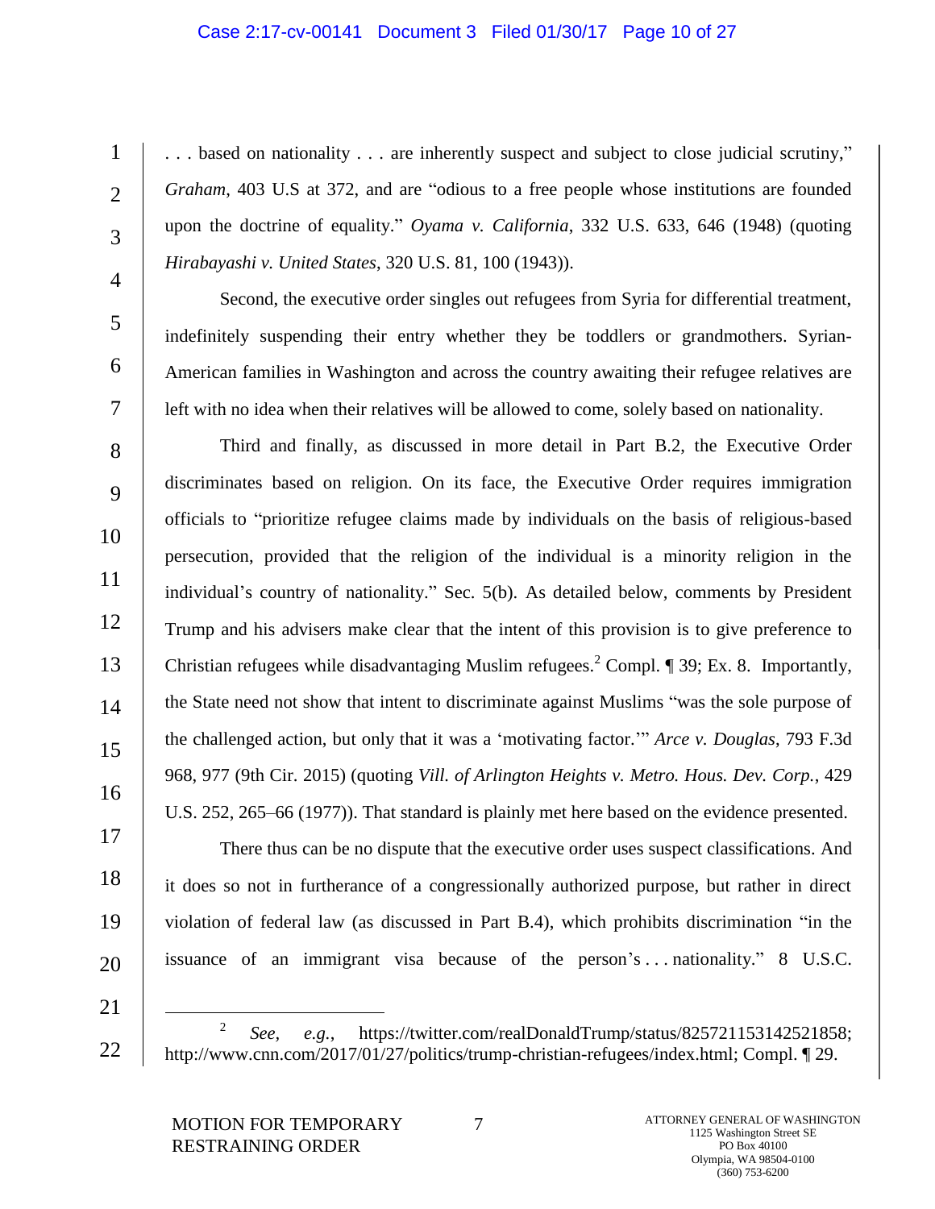. . . based on nationality . . . are inherently suspect and subject to close judicial scrutiny," *Graham*, 403 U.S at 372, and are "odious to a free people whose institutions are founded upon the doctrine of equality." *Oyama v. California*, 332 U.S. 633, 646 (1948) (quoting *Hirabayashi v. United States*, 320 U.S. 81, 100 (1943)).

Second, the executive order singles out refugees from Syria for differential treatment, indefinitely suspending their entry whether they be toddlers or grandmothers. Syrian-American families in Washington and across the country awaiting their refugee relatives are left with no idea when their relatives will be allowed to come, solely based on nationality.

Third and finally, as discussed in more detail in Part B.2, the Executive Order discriminates based on religion. On its face, the Executive Order requires immigration officials to "prioritize refugee claims made by individuals on the basis of religious-based persecution, provided that the religion of the individual is a minority religion in the individual's country of nationality." Sec. 5(b). As detailed below, comments by President Trump and his advisers make clear that the intent of this provision is to give preference to Christian refugees while disadvantaging Muslim refugees.[2] Compl. ¶ 39; Ex. 8. Importantly, the State need not show that intent to discriminate against Muslims "was the sole purpose of the challenged action, but only that it was a 'motivating factor.'" *Arce v. Douglas*, 793 F.3d 968, 977 (9th Cir. 2015) (quoting *Vill. of Arlington Heights v. Metro. Hous. Dev. Corp.*, 429 U.S. 252, 265–66 (1977)). That standard is plainly met here based on the evidence presented.

There thus can be no dispute that the executive order uses suspect classifications. And it does so not in furtherance of a congressionally authorized purpose, but rather in direct violation of federal law (as discussed in Part B.4), which prohibits discrimination "in the issuance of an immigrant visa because of the person's . . . nationality." 8 U.S.C.

---

[2] *See, e.g.*, https://twitter.com/realDonaldTrump/status/825721153142521858; http://www.cnn.com/2017/01/27/politics/trump-christian-refugees/index.html; Compl. ¶ 29.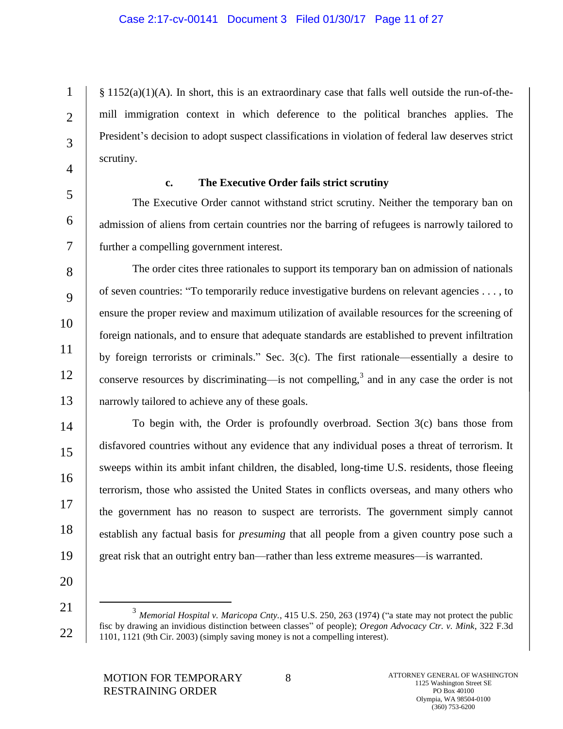§ 1152(a)(1)(A). In short, this is an extraordinary case that falls well outside the run-of-the-mill immigration context in which deference to the political branches applies. The President's decision to adopt suspect classifications in violation of federal law deserves strict scrutiny.

#### c. The Executive Order fails strict scrutiny

The Executive Order cannot withstand strict scrutiny. Neither the temporary ban on admission of aliens from certain countries nor the barring of refugees is narrowly tailored to further a compelling government interest.

The order cites three rationales to support its temporary ban on admission of nationals of seven countries: "To temporarily reduce investigative burdens on relevant agencies . . . , to ensure the proper review and maximum utilization of available resources for the screening of foreign nationals, and to ensure that adequate standards are established to prevent infiltration by foreign terrorists or criminals." Sec. 3(c). The first rationale—essentially a desire to conserve resources by discriminating—is not compelling,[3] and in any case the order is not narrowly tailored to achieve any of these goals.

To begin with, the Order is profoundly overbroad. Section 3(c) bans those from disfavored countries without any evidence that any individual poses a threat of terrorism. It sweeps within its ambit infant children, the disabled, long-time U.S. residents, those fleeing terrorism, those who assisted the United States in conflicts overseas, and many others who the government has no reason to suspect are terrorists. The government simply cannot establish any factual basis for *presuming* that all people from a given country pose such a great risk that an outright entry ban—rather than less extreme measures—is warranted.

---

[3] *Memorial Hospital v. Maricopa Cnty.*, 415 U.S. 250, 263 (1974) ("a state may not protect the public fisc by drawing an invidious distinction between classes" of people); *Oregon Advocacy Ctr. v. Mink*, 322 F.3d 1101, 1121 (9th Cir. 2003) (simply saving money is not a compelling interest).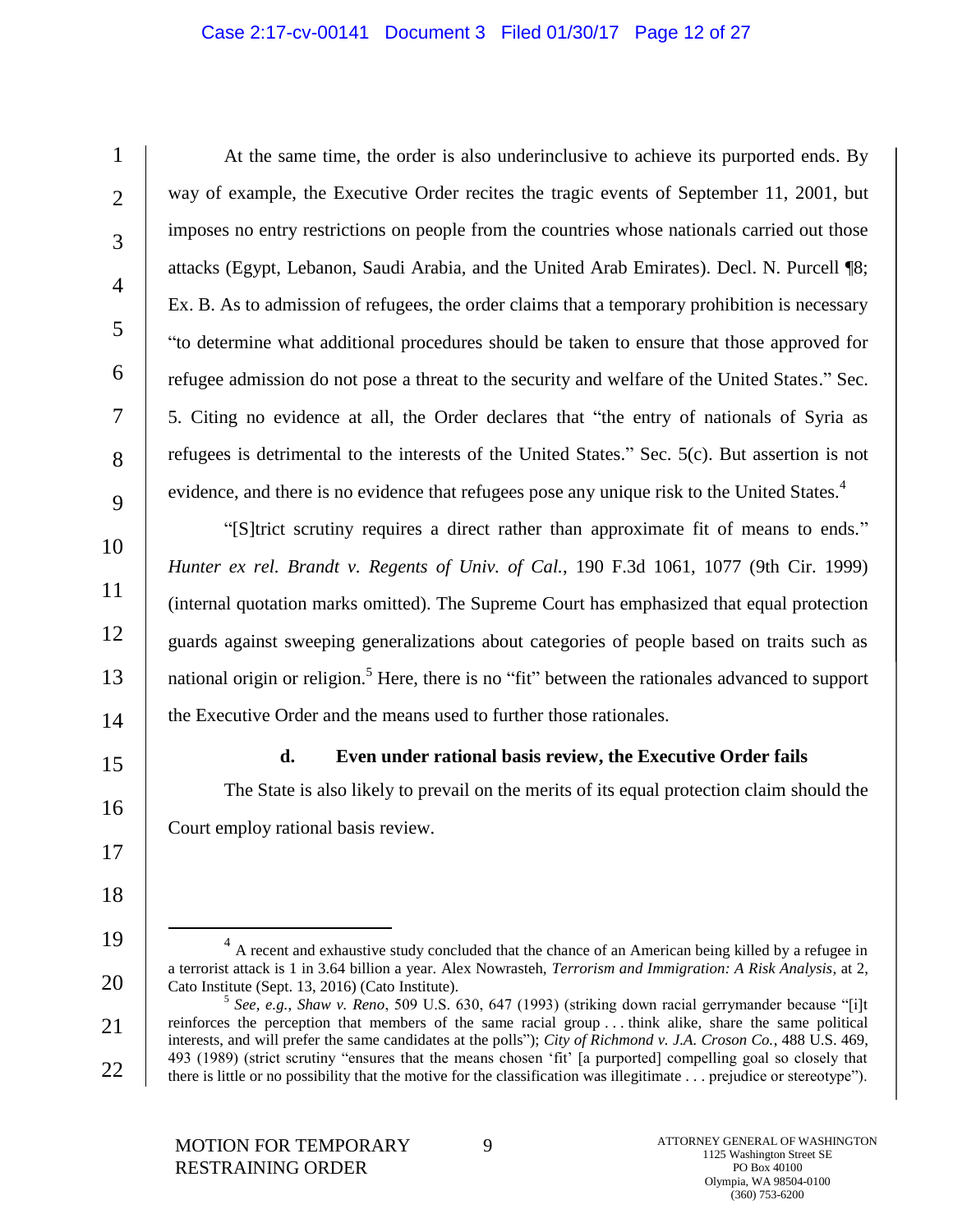At the same time, the order is also underinclusive to achieve its purported ends. By way of example, the Executive Order recites the tragic events of September 11, 2001, but imposes no entry restrictions on people from the countries whose nationals carried out those attacks (Egypt, Lebanon, Saudi Arabia, and the United Arab Emirates). Decl. N. Purcell ¶8; Ex. B. As to admission of refugees, the order claims that a temporary prohibition is necessary "to determine what additional procedures should be taken to ensure that those approved for refugee admission do not pose a threat to the security and welfare of the United States." Sec. 5. Citing no evidence at all, the Order declares that "the entry of nationals of Syria as refugees is detrimental to the interests of the United States." Sec. 5(c). But assertion is not evidence, and there is no evidence that refugees pose any unique risk to the United States.[4]

"[S]trict scrutiny requires a direct rather than approximate fit of means to ends." *Hunter ex rel. Brandt v. Regents of Univ. of Cal.*, 190 F.3d 1061, 1077 (9th Cir. 1999) (internal quotation marks omitted). The Supreme Court has emphasized that equal protection guards against sweeping generalizations about categories of people based on traits such as national origin or religion.[5] Here, there is no "fit" between the rationales advanced to support the Executive Order and the means used to further those rationales.

**d. Even under rational basis review, the Executive Order fails**

The State is also likely to prevail on the merits of its equal protection claim should the Court employ rational basis review.

---

[4] A recent and exhaustive study concluded that the chance of an American being killed by a refugee in a terrorist attack is 1 in 3.64 billion a year. Alex Nowrasteh, *Terrorism and Immigration: A Risk Analysis*, at 2, Cato Institute (Sept. 13, 2016) (Cato Institute).

[5] *See, e.g.*, *Shaw v. Reno*, 509 U.S. 630, 647 (1993) (striking down racial gerrymander because "[i]t reinforces the perception that members of the same racial group . . . think alike, share the same political interests, and will prefer the same candidates at the polls"); *City of Richmond v. J.A. Croson Co.*, 488 U.S. 469, 493 (1989) (strict scrutiny "ensures that the means chosen 'fit' [a purported] compelling goal so closely that there is little or no possibility that the motive for the classification was illegitimate . . . prejudice or stereotype").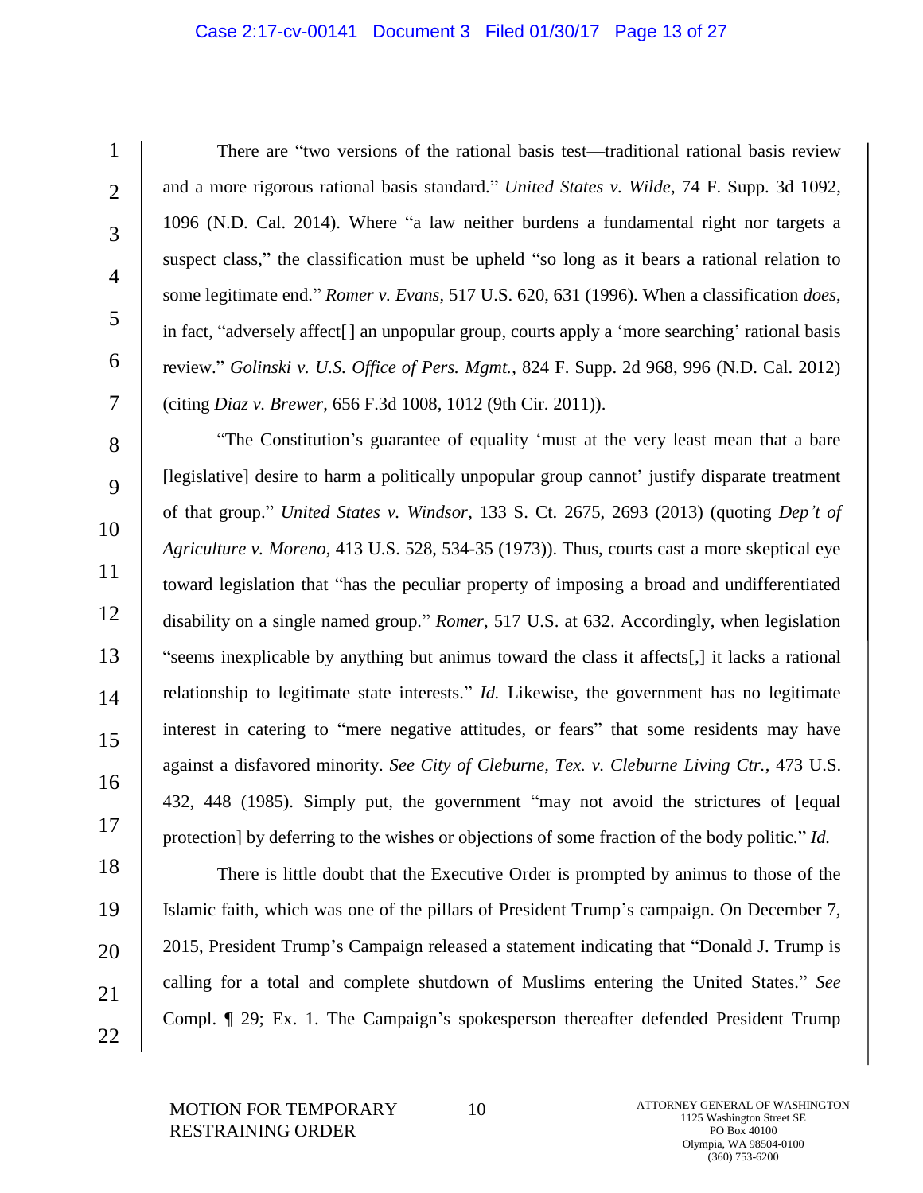There are "two versions of the rational basis test—traditional rational basis review and a more rigorous rational basis standard." *United States v. Wilde*, 74 F. Supp. 3d 1092, 1096 (N.D. Cal. 2014). Where "a law neither burdens a fundamental right nor targets a suspect class," the classification must be upheld "so long as it bears a rational relation to some legitimate end." *Romer v. Evans*, 517 U.S. 620, 631 (1996). When a classification *does*, in fact, "adversely affect[ ] an unpopular group, courts apply a 'more searching' rational basis review." *Golinski v. U.S. Office of Pers. Mgmt.*, 824 F. Supp. 2d 968, 996 (N.D. Cal. 2012) (citing *Diaz v. Brewer*, 656 F.3d 1008, 1012 (9th Cir. 2011)).

"The Constitution's guarantee of equality 'must at the very least mean that a bare [legislative] desire to harm a politically unpopular group cannot' justify disparate treatment of that group." *United States v. Windsor*, 133 S. Ct. 2675, 2693 (2013) (quoting *Dep't of Agriculture v. Moreno*, 413 U.S. 528, 534-35 (1973)). Thus, courts cast a more skeptical eye toward legislation that "has the peculiar property of imposing a broad and undifferentiated disability on a single named group." *Romer*, 517 U.S. at 632. Accordingly, when legislation "seems inexplicable by anything but animus toward the class it affects[,] it lacks a rational relationship to legitimate state interests." *Id.* Likewise, the government has no legitimate interest in catering to "mere negative attitudes, or fears" that some residents may have against a disfavored minority. *See City of Cleburne, Tex. v. Cleburne Living Ctr.*, 473 U.S. 432, 448 (1985). Simply put, the government "may not avoid the strictures of [equal protection] by deferring to the wishes or objections of some fraction of the body politic." *Id.*

There is little doubt that the Executive Order is prompted by animus to those of the Islamic faith, which was one of the pillars of President Trump's campaign. On December 7, 2015, President Trump's Campaign released a statement indicating that "Donald J. Trump is calling for a total and complete shutdown of Muslims entering the United States." *See* Compl. ¶ 29; Ex. 1. The Campaign's spokesperson thereafter defended President Trump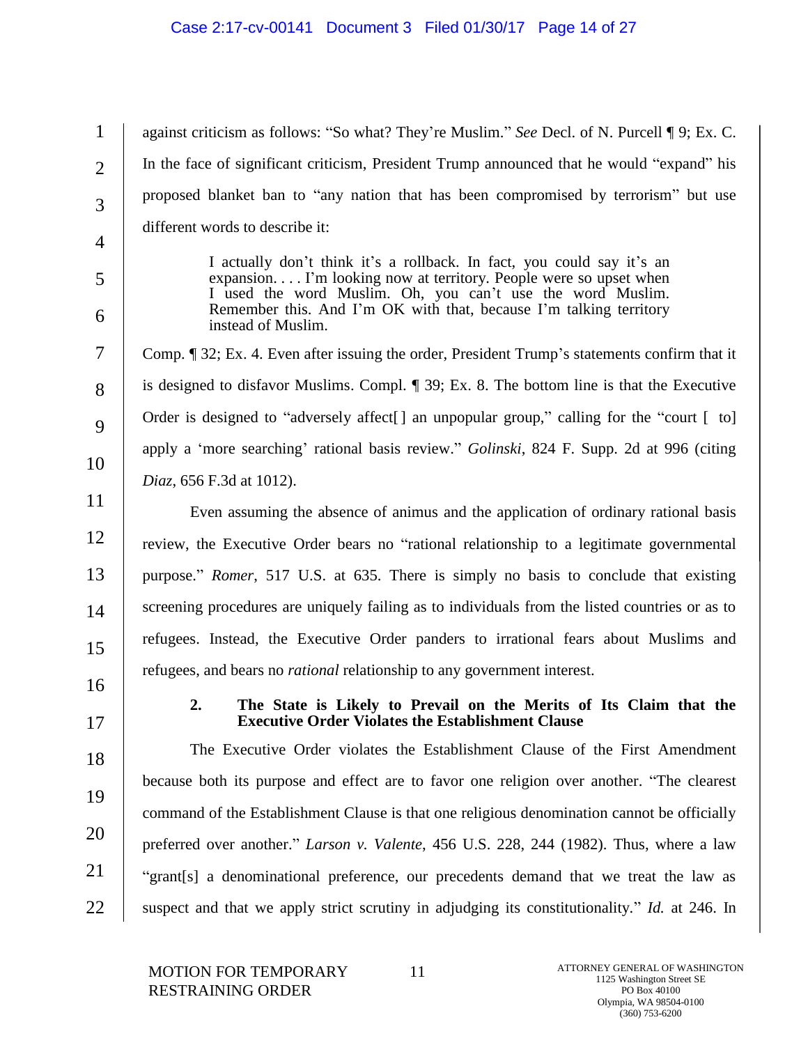against criticism as follows: "So what? They're Muslim." *See* Decl. of N. Purcell ¶ 9; Ex. C. In the face of significant criticism, President Trump announced that he would "expand" his proposed blanket ban to "any nation that has been compromised by terrorism" but use different words to describe it:

> I actually don't think it's a rollback. In fact, you could say it's an expansion. . . . I'm looking now at territory. People were so upset when I used the word Muslim. Oh, you can't use the word Muslim. Remember this. And I'm OK with that, because I'm talking territory instead of Muslim.

Comp. ¶ 32; Ex. 4. Even after issuing the order, President Trump's statements confirm that it is designed to disfavor Muslims. Compl. ¶ 39; Ex. 8. The bottom line is that the Executive Order is designed to "adversely affect[] an unpopular group," calling for the "court [ to] apply a 'more searching' rational basis review." *Golinski*, 824 F. Supp. 2d at 996 (citing *Diaz*, 656 F.3d at 1012).

Even assuming the absence of animus and the application of ordinary rational basis review, the Executive Order bears no "rational relationship to a legitimate governmental purpose." *Romer*, 517 U.S. at 635. There is simply no basis to conclude that existing screening procedures are uniquely failing as to individuals from the listed countries or as to refugees. Instead, the Executive Order panders to irrational fears about Muslims and refugees, and bears no *rational* relationship to any government interest.

#### 2. The State is Likely to Prevail on the Merits of Its Claim that the Executive Order Violates the Establishment Clause

The Executive Order violates the Establishment Clause of the First Amendment because both its purpose and effect are to favor one religion over another. "The clearest command of the Establishment Clause is that one religious denomination cannot be officially preferred over another." *Larson v. Valente*, 456 U.S. 228, 244 (1982). Thus, where a law "grant[s] a denominational preference, our precedents demand that we treat the law as suspect and that we apply strict scrutiny in adjudging its constitutionality." *Id.* at 246. In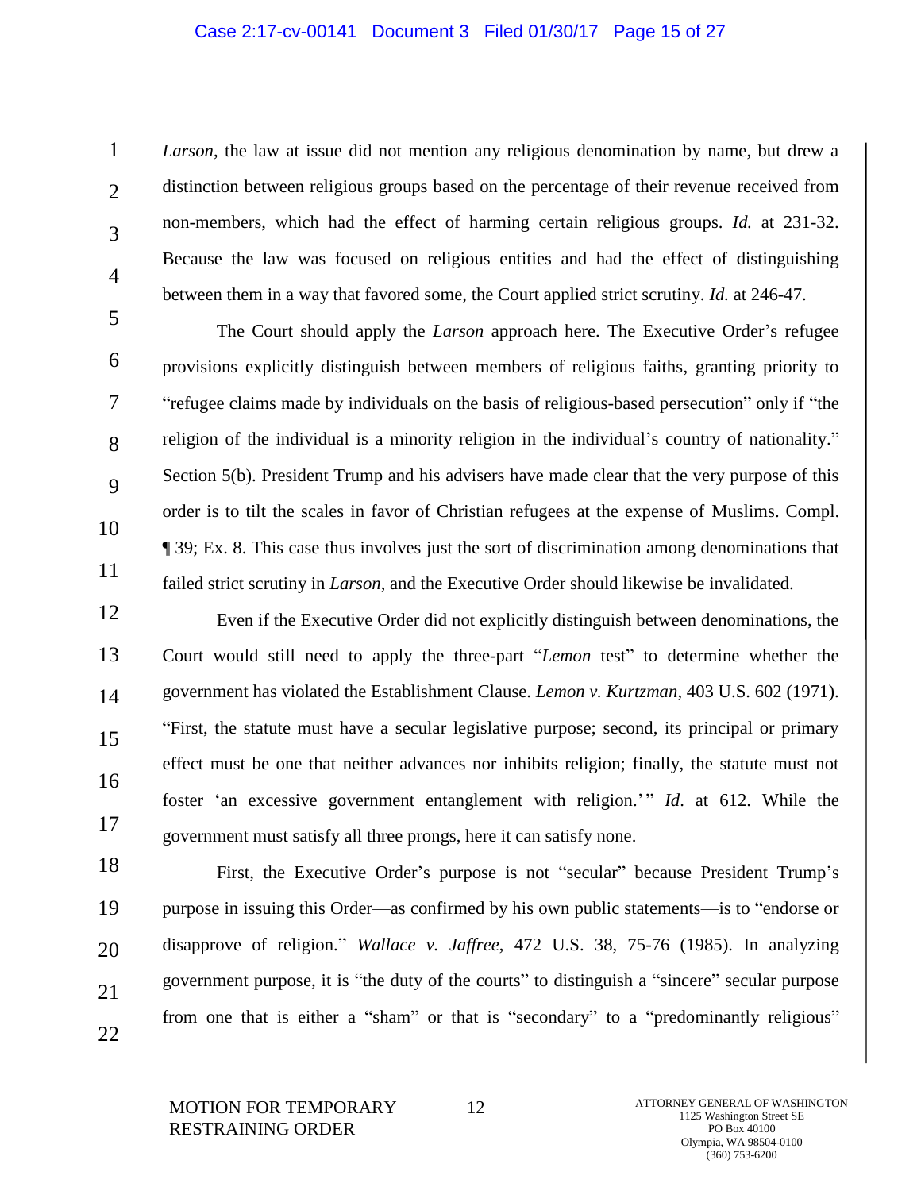*Larson*, the law at issue did not mention any religious denomination by name, but drew a distinction between religious groups based on the percentage of their revenue received from non-members, which had the effect of harming certain religious groups. *Id.* at 231-32. Because the law was focused on religious entities and had the effect of distinguishing between them in a way that favored some, the Court applied strict scrutiny. *Id.* at 246-47.

The Court should apply the *Larson* approach here. The Executive Order's refugee provisions explicitly distinguish between members of religious faiths, granting priority to "refugee claims made by individuals on the basis of religious-based persecution" only if "the religion of the individual is a minority religion in the individual's country of nationality." Section 5(b). President Trump and his advisers have made clear that the very purpose of this order is to tilt the scales in favor of Christian refugees at the expense of Muslims. Compl. ¶ 39; Ex. 8. This case thus involves just the sort of discrimination among denominations that failed strict scrutiny in *Larson*, and the Executive Order should likewise be invalidated.

Even if the Executive Order did not explicitly distinguish between denominations, the Court would still need to apply the three-part "*Lemon* test" to determine whether the government has violated the Establishment Clause. *Lemon v. Kurtzman*, 403 U.S. 602 (1971). "First, the statute must have a secular legislative purpose; second, its principal or primary effect must be one that neither advances nor inhibits religion; finally, the statute must not foster 'an excessive government entanglement with religion.'" *Id*. at 612. While the government must satisfy all three prongs, here it can satisfy none.

First, the Executive Order's purpose is not "secular" because President Trump's purpose in issuing this Order—as confirmed by his own public statements—is to "endorse or disapprove of religion." *Wallace v. Jaffree*, 472 U.S. 38, 75-76 (1985). In analyzing government purpose, it is "the duty of the courts" to distinguish a "sincere" secular purpose from one that is either a "sham" or that is "secondary" to a "predominantly religious"

MOTION FOR TEMPORARY RESTRAINING ORDER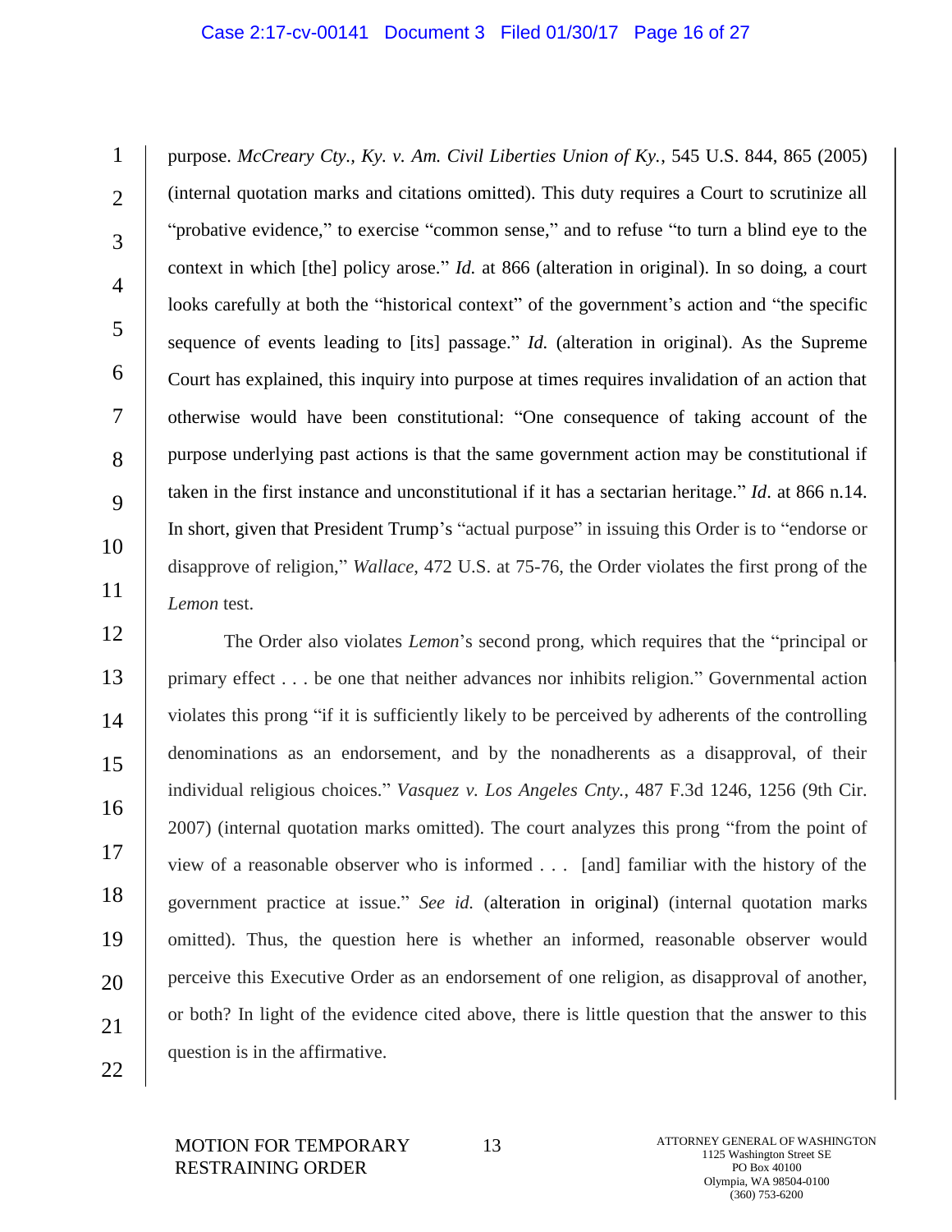purpose. *McCreary Cty., Ky. v. Am. Civil Liberties Union of Ky.*, 545 U.S. 844, 865 (2005) (internal quotation marks and citations omitted). This duty requires a Court to scrutinize all "probative evidence," to exercise "common sense," and to refuse "to turn a blind eye to the context in which [the] policy arose." *Id.* at 866 (alteration in original). In so doing, a court looks carefully at both the "historical context" of the government's action and "the specific sequence of events leading to [its] passage." *Id.* (alteration in original). As the Supreme Court has explained, this inquiry into purpose at times requires invalidation of an action that otherwise would have been constitutional: "One consequence of taking account of the purpose underlying past actions is that the same government action may be constitutional if taken in the first instance and unconstitutional if it has a sectarian heritage." *Id*. at 866 n.14. In short, given that President Trump's "actual purpose" in issuing this Order is to "endorse or disapprove of religion," *Wallace*, 472 U.S. at 75-76, the Order violates the first prong of the *Lemon* test.

The Order also violates *Lemon*'s second prong, which requires that the "principal or primary effect . . . be one that neither advances nor inhibits religion." Governmental action violates this prong "if it is sufficiently likely to be perceived by adherents of the controlling denominations as an endorsement, and by the nonadherents as a disapproval, of their individual religious choices." *Vasquez v. Los Angeles Cnty.*, 487 F.3d 1246, 1256 (9th Cir. 2007) (internal quotation marks omitted). The court analyzes this prong "from the point of view of a reasonable observer who is informed . . . [and] familiar with the history of the government practice at issue." *See id.* (alteration in original) (internal quotation marks omitted). Thus, the question here is whether an informed, reasonable observer would perceive this Executive Order as an endorsement of one religion, as disapproval of another, or both? In light of the evidence cited above, there is little question that the answer to this question is in the affirmative.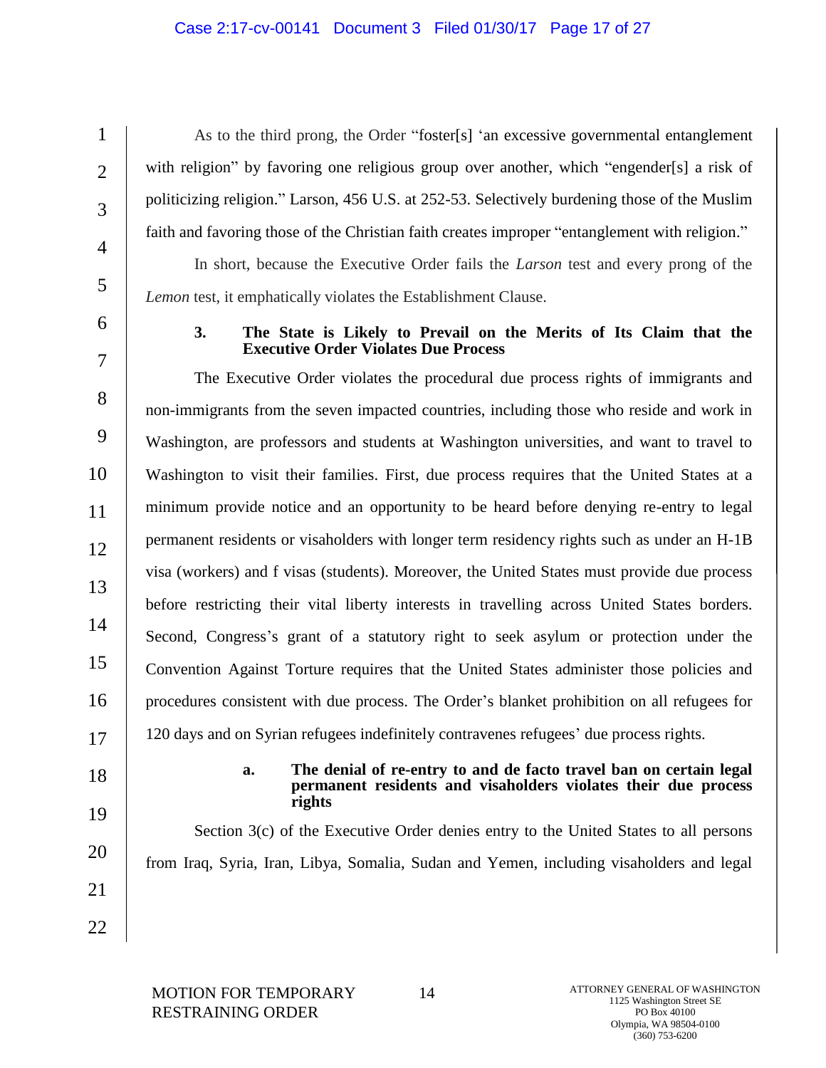As to the third prong, the Order "foster[s] 'an excessive governmental entanglement with religion" by favoring one religious group over another, which "engender[s] a risk of politicizing religion." Larson, 456 U.S. at 252-53. Selectively burdening those of the Muslim faith and favoring those of the Christian faith creates improper "entanglement with religion."

In short, because the Executive Order fails the *Larson* test and every prong of the *Lemon* test, it emphatically violates the Establishment Clause.

### 3. The State is Likely to Prevail on the Merits of Its Claim that the Executive Order Violates Due Process

The Executive Order violates the procedural due process rights of immigrants and non-immigrants from the seven impacted countries, including those who reside and work in Washington, are professors and students at Washington universities, and want to travel to Washington to visit their families. First, due process requires that the United States at a minimum provide notice and an opportunity to be heard before denying re-entry to legal permanent residents or visaholders with longer term residency rights such as under an H-1B visa (workers) and f visas (students). Moreover, the United States must provide due process before restricting their vital liberty interests in travelling across United States borders. Second, Congress's grant of a statutory right to seek asylum or protection under the Convention Against Torture requires that the United States administer those policies and procedures consistent with due process. The Order's blanket prohibition on all refugees for 120 days and on Syrian refugees indefinitely contravenes refugees' due process rights.

#### a. The denial of re-entry to and de facto travel ban on certain legal permanent residents and visaholders violates their due process rights

Section 3(c) of the Executive Order denies entry to the United States to all persons from Iraq, Syria, Iran, Libya, Somalia, Sudan and Yemen, including visaholders and legal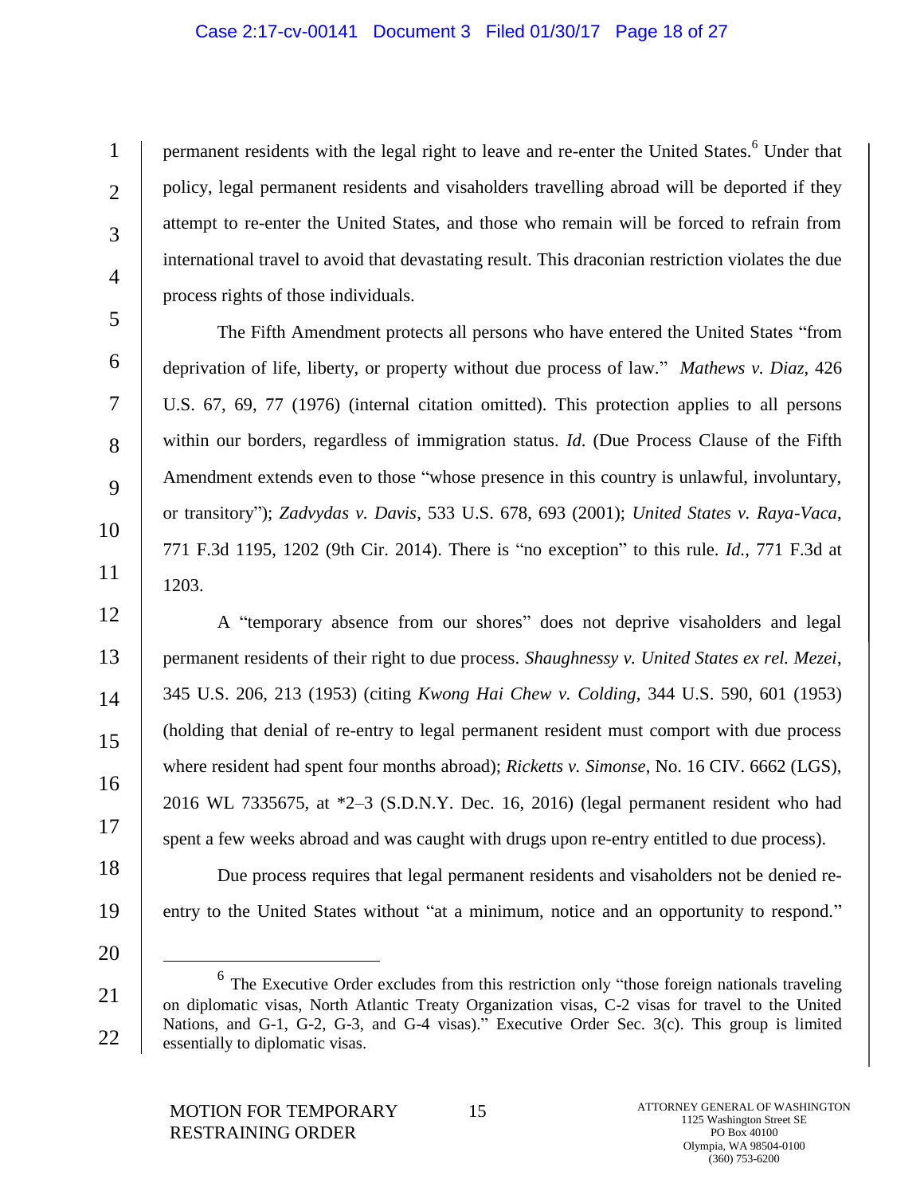permanent residents with the legal right to leave and re-enter the United States.[6] Under that policy, legal permanent residents and visaholders travelling abroad will be deported if they attempt to re-enter the United States, and those who remain will be forced to refrain from international travel to avoid that devastating result. This draconian restriction violates the due process rights of those individuals.

The Fifth Amendment protects all persons who have entered the United States "from deprivation of life, liberty, or property without due process of law." *Mathews v. Diaz*, 426 U.S. 67, 69, 77 (1976) (internal citation omitted). This protection applies to all persons within our borders, regardless of immigration status. *Id.* (Due Process Clause of the Fifth Amendment extends even to those "whose presence in this country is unlawful, involuntary, or transitory"); *Zadvydas v. Davis*, 533 U.S. 678, 693 (2001); *United States v. Raya-Vaca*, 771 F.3d 1195, 1202 (9th Cir. 2014). There is "no exception" to this rule. *Id.*, 771 F.3d at 1203.

A "temporary absence from our shores" does not deprive visaholders and legal permanent residents of their right to due process. *Shaughnessy v. United States ex rel. Mezei*, 345 U.S. 206, 213 (1953) (citing *Kwong Hai Chew v. Colding*, 344 U.S. 590, 601 (1953) (holding that denial of re-entry to legal permanent resident must comport with due process where resident had spent four months abroad); *Ricketts v. Simonse*, No. 16 CIV. 6662 (LGS), 2016 WL 7335675, at *2–3 (S.D.N.Y. Dec. 16, 2016) (legal permanent resident who had spent a few weeks abroad and was caught with drugs upon re-entry entitled to due process).

Due process requires that legal permanent residents and visaholders not be denied re-entry to the United States without "at a minimum, notice and an opportunity to respond."

---

[6] The Executive Order excludes from this restriction only "those foreign nationals traveling on diplomatic visas, North Atlantic Treaty Organization visas, C-2 visas for travel to the United Nations, and G-1, G-2, G-3, and G-4 visas)." Executive Order Sec. 3(c). This group is limited essentially to diplomatic visas.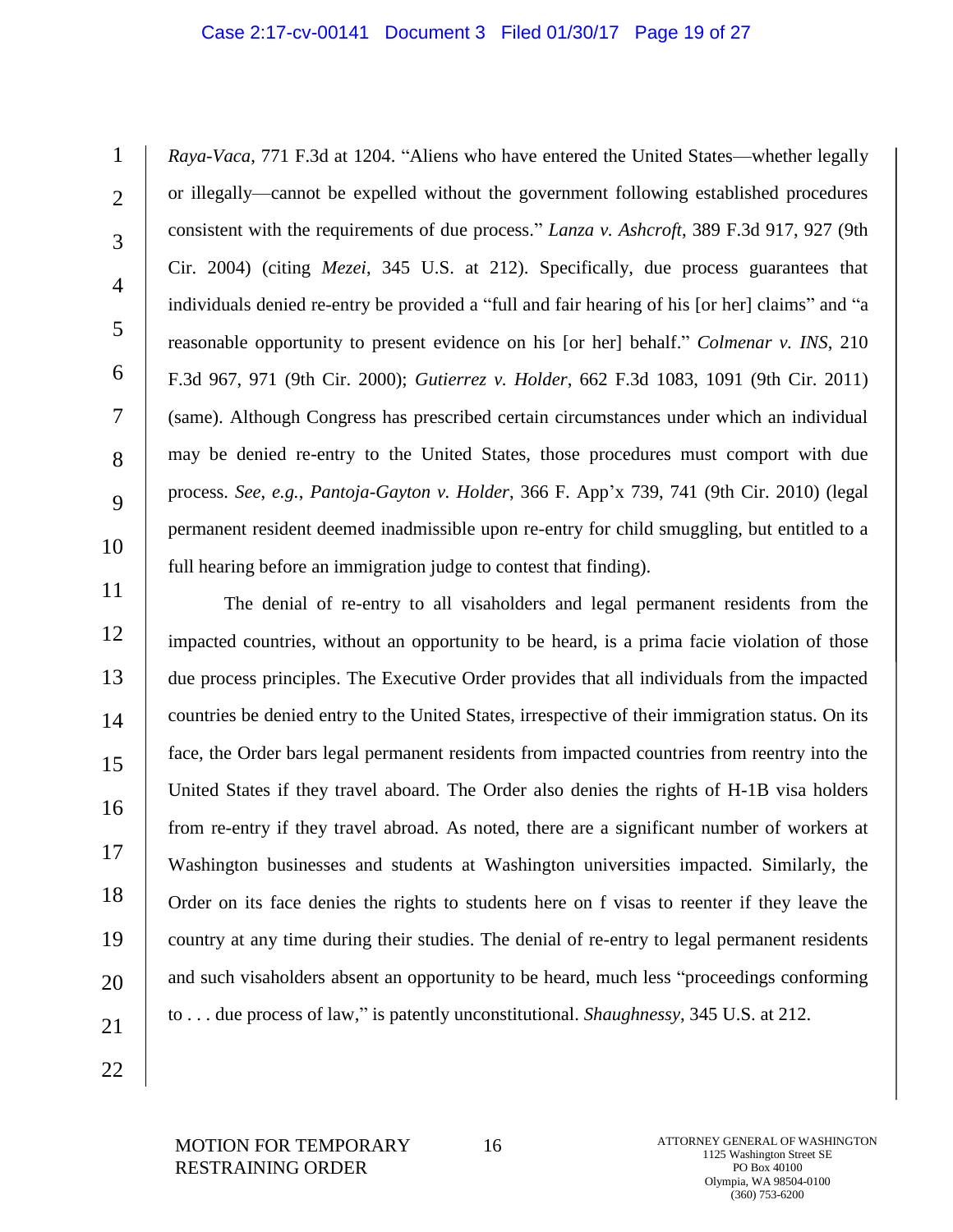*Raya-Vaca*, 771 F.3d at 1204. "Aliens who have entered the United States—whether legally or illegally—cannot be expelled without the government following established procedures consistent with the requirements of due process." *Lanza v. Ashcroft*, 389 F.3d 917, 927 (9th Cir. 2004) (citing *Mezei*, 345 U.S. at 212). Specifically, due process guarantees that individuals denied re-entry be provided a "full and fair hearing of his [or her] claims" and "a reasonable opportunity to present evidence on his [or her] behalf." *Colmenar v. INS*, 210 F.3d 967, 971 (9th Cir. 2000); *Gutierrez v. Holder*, 662 F.3d 1083, 1091 (9th Cir. 2011) (same). Although Congress has prescribed certain circumstances under which an individual may be denied re-entry to the United States, those procedures must comport with due process. *See, e.g.*, *Pantoja-Gayton v. Holder*, 366 F. App'x 739, 741 (9th Cir. 2010) (legal permanent resident deemed inadmissible upon re-entry for child smuggling, but entitled to a full hearing before an immigration judge to contest that finding).

The denial of re-entry to all visaholders and legal permanent residents from the impacted countries, without an opportunity to be heard, is a prima facie violation of those due process principles. The Executive Order provides that all individuals from the impacted countries be denied entry to the United States, irrespective of their immigration status. On its face, the Order bars legal permanent residents from impacted countries from reentry into the United States if they travel aboard. The Order also denies the rights of H-1B visa holders from re-entry if they travel abroad. As noted, there are a significant number of workers at Washington businesses and students at Washington universities impacted. Similarly, the Order on its face denies the rights to students here on f visas to reenter if they leave the country at any time during their studies. The denial of re-entry to legal permanent residents and such visaholders absent an opportunity to be heard, much less "proceedings conforming to . . . due process of law," is patently unconstitutional. *Shaughnessy*, 345 U.S. at 212.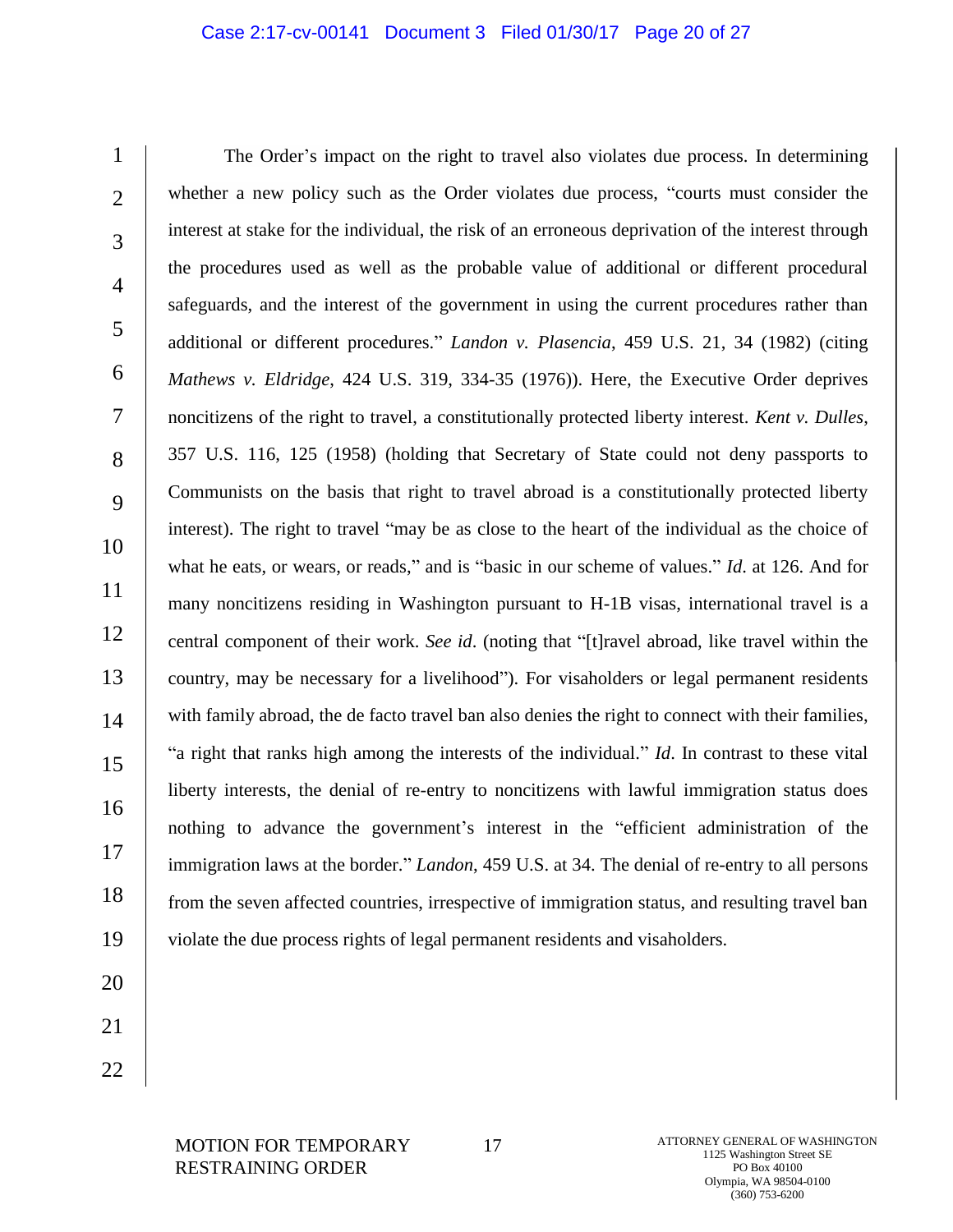The Order's impact on the right to travel also violates due process. In determining whether a new policy such as the Order violates due process, "courts must consider the interest at stake for the individual, the risk of an erroneous deprivation of the interest through the procedures used as well as the probable value of additional or different procedural safeguards, and the interest of the government in using the current procedures rather than additional or different procedures." *Landon v. Plasencia*, 459 U.S. 21, 34 (1982) (citing *Mathews v. Eldridge*, 424 U.S. 319, 334-35 (1976)). Here, the Executive Order deprives noncitizens of the right to travel, a constitutionally protected liberty interest. *Kent v. Dulles*, 357 U.S. 116, 125 (1958) (holding that Secretary of State could not deny passports to Communists on the basis that right to travel abroad is a constitutionally protected liberty interest). The right to travel "may be as close to the heart of the individual as the choice of what he eats, or wears, or reads," and is "basic in our scheme of values." *Id*. at 126. And for many noncitizens residing in Washington pursuant to H-1B visas, international travel is a central component of their work. *See id*. (noting that "[t]ravel abroad, like travel within the country, may be necessary for a livelihood"). For visaholders or legal permanent residents with family abroad, the de facto travel ban also denies the right to connect with their families, "a right that ranks high among the interests of the individual." *Id*. In contrast to these vital liberty interests, the denial of re-entry to noncitizens with lawful immigration status does nothing to advance the government's interest in the "efficient administration of the immigration laws at the border." *Landon*, 459 U.S. at 34. The denial of re-entry to all persons from the seven affected countries, irrespective of immigration status, and resulting travel ban violate the due process rights of legal permanent residents and visaholders.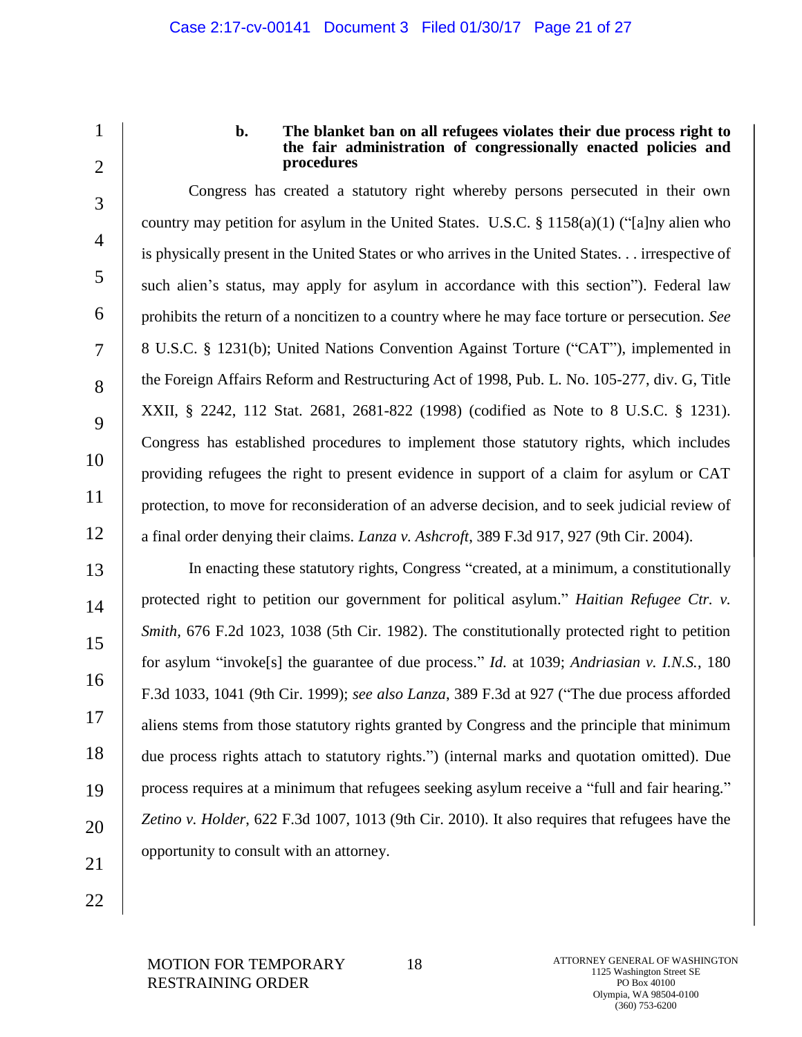### b. The blanket ban on all refugees violates their due process right to the fair administration of congressionally enacted policies and procedures

Congress has created a statutory right whereby persons persecuted in their own country may petition for asylum in the United States. U.S.C. § 1158(a)(1) ("[a]ny alien who is physically present in the United States or who arrives in the United States. . . irrespective of such alien's status, may apply for asylum in accordance with this section"). Federal law prohibits the return of a noncitizen to a country where he may face torture or persecution. *See* 8 U.S.C. § 1231(b); United Nations Convention Against Torture ("CAT"), implemented in the Foreign Affairs Reform and Restructuring Act of 1998, Pub. L. No. 105-277, div. G, Title XXII, § 2242, 112 Stat. 2681, 2681-822 (1998) (codified as Note to 8 U.S.C. § 1231). Congress has established procedures to implement those statutory rights, which includes providing refugees the right to present evidence in support of a claim for asylum or CAT protection, to move for reconsideration of an adverse decision, and to seek judicial review of a final order denying their claims. *Lanza v. Ashcroft*, 389 F.3d 917, 927 (9th Cir. 2004).

In enacting these statutory rights, Congress "created, at a minimum, a constitutionally protected right to petition our government for political asylum." *Haitian Refugee Ctr. v. Smith*, 676 F.2d 1023, 1038 (5th Cir. 1982). The constitutionally protected right to petition for asylum "invoke[s] the guarantee of due process." *Id.* at 1039; *Andriasian v. I.N.S.*, 180 F.3d 1033, 1041 (9th Cir. 1999); *see also Lanza*, 389 F.3d at 927 ("The due process afforded aliens stems from those statutory rights granted by Congress and the principle that minimum due process rights attach to statutory rights.") (internal marks and quotation omitted). Due process requires at a minimum that refugees seeking asylum receive a "full and fair hearing." *Zetino v. Holder*, 622 F.3d 1007, 1013 (9th Cir. 2010). It also requires that refugees have the opportunity to consult with an attorney.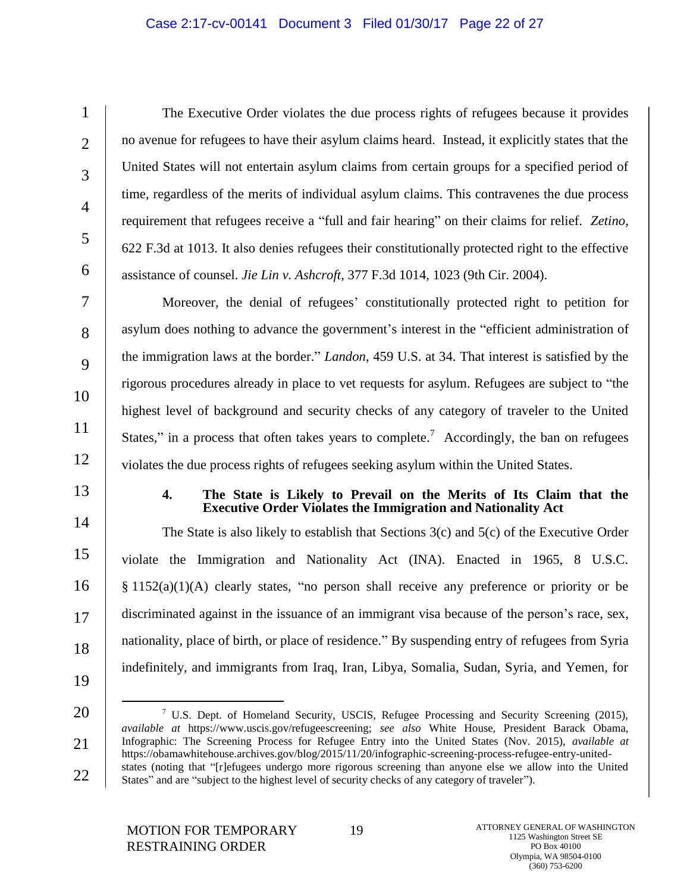The Executive Order violates the due process rights of refugees because it provides no avenue for refugees to have their asylum claims heard. Instead, it explicitly states that the United States will not entertain asylum claims from certain groups for a specified period of time, regardless of the merits of individual asylum claims. This contravenes the due process requirement that refugees receive a "full and fair hearing" on their claims for relief. *Zetino*, 622 F.3d at 1013. It also denies refugees their constitutionally protected right to the effective assistance of counsel. *Jie Lin v. Ashcroft*, 377 F.3d 1014, 1023 (9th Cir. 2004).

Moreover, the denial of refugees' constitutionally protected right to petition for asylum does nothing to advance the government's interest in the "efficient administration of the immigration laws at the border." *Landon*, 459 U.S. at 34. That interest is satisfied by the rigorous procedures already in place to vet requests for asylum. Refugees are subject to "the highest level of background and security checks of any category of traveler to the United States," in a process that often takes years to complete.[7] Accordingly, the ban on refugees violates the due process rights of refugees seeking asylum within the United States.

#### 4. The State is Likely to Prevail on the Merits of Its Claim that the Executive Order Violates the Immigration and Nationality Act

The State is also likely to establish that Sections 3(c) and 5(c) of the Executive Order violate the Immigration and Nationality Act (INA). Enacted in 1965, 8 U.S.C. § 1152(a)(1)(A) clearly states, "no person shall receive any preference or priority or be discriminated against in the issuance of an immigrant visa because of the person's race, sex, nationality, place of birth, or place of residence." By suspending entry of refugees from Syria indefinitely, and immigrants from Iraq, Iran, Libya, Somalia, Sudan, Syria, and Yemen, for

---

[7] U.S. Dept. of Homeland Security, USCIS, Refugee Processing and Security Screening (2015), *available at* https://www.uscis.gov/refugeescreening; *see also* White House, President Barack Obama, Infographic: The Screening Process for Refugee Entry into the United States (Nov. 2015), *available at* https://obamawhitehouse.archives.gov/blog/2015/11/20/infographic-screening-process-refugee-entry-united-states (noting that "[r]efugees undergo more rigorous screening than anyone else we allow into the United States" and are "subject to the highest level of security checks of any category of traveler").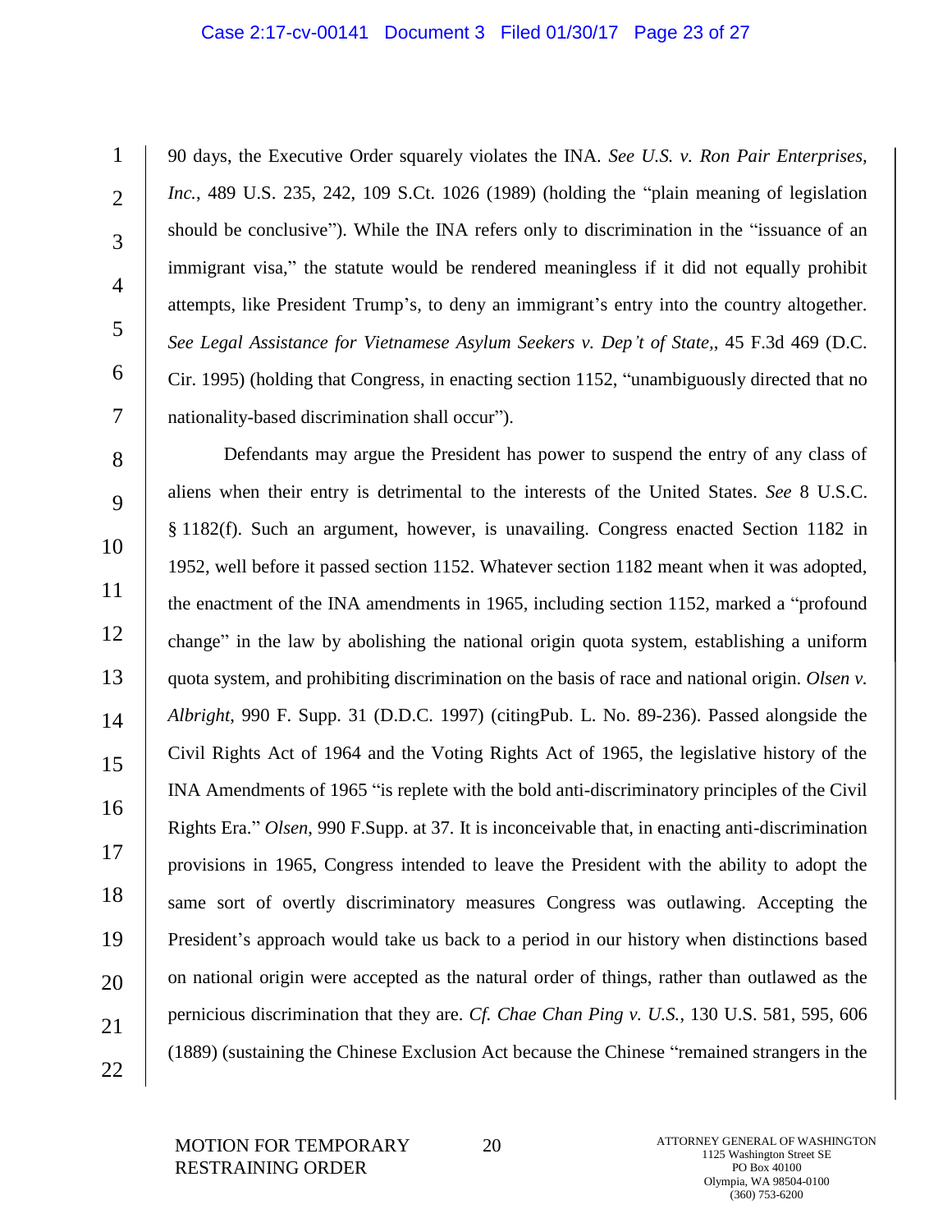90 days, the Executive Order squarely violates the INA. *See U.S. v. Ron Pair Enterprises, Inc.*, 489 U.S. 235, 242, 109 S.Ct. 1026 (1989) (holding the "plain meaning of legislation should be conclusive"). While the INA refers only to discrimination in the "issuance of an immigrant visa," the statute would be rendered meaningless if it did not equally prohibit attempts, like President Trump's, to deny an immigrant's entry into the country altogether. *See Legal Assistance for Vietnamese Asylum Seekers v. Dep't of State,*, 45 F.3d 469 (D.C. Cir. 1995) (holding that Congress, in enacting section 1152, "unambiguously directed that no nationality-based discrimination shall occur").

Defendants may argue the President has power to suspend the entry of any class of aliens when their entry is detrimental to the interests of the United States. *See* 8 U.S.C. § 1182(f). Such an argument, however, is unavailing. Congress enacted Section 1182 in 1952, well before it passed section 1152. Whatever section 1182 meant when it was adopted, the enactment of the INA amendments in 1965, including section 1152, marked a "profound change" in the law by abolishing the national origin quota system, establishing a uniform quota system, and prohibiting discrimination on the basis of race and national origin. *Olsen v. Albright*, 990 F. Supp. 31 (D.D.C. 1997) (citingPub. L. No. 89-236). Passed alongside the Civil Rights Act of 1964 and the Voting Rights Act of 1965, the legislative history of the INA Amendments of 1965 "is replete with the bold anti-discriminatory principles of the Civil Rights Era." *Olsen*, 990 F.Supp. at 37. It is inconceivable that, in enacting anti-discrimination provisions in 1965, Congress intended to leave the President with the ability to adopt the same sort of overtly discriminatory measures Congress was outlawing. Accepting the President's approach would take us back to a period in our history when distinctions based on national origin were accepted as the natural order of things, rather than outlawed as the pernicious discrimination that they are. *Cf. Chae Chan Ping v. U.S.*, 130 U.S. 581, 595, 606 (1889) (sustaining the Chinese Exclusion Act because the Chinese "remained strangers in the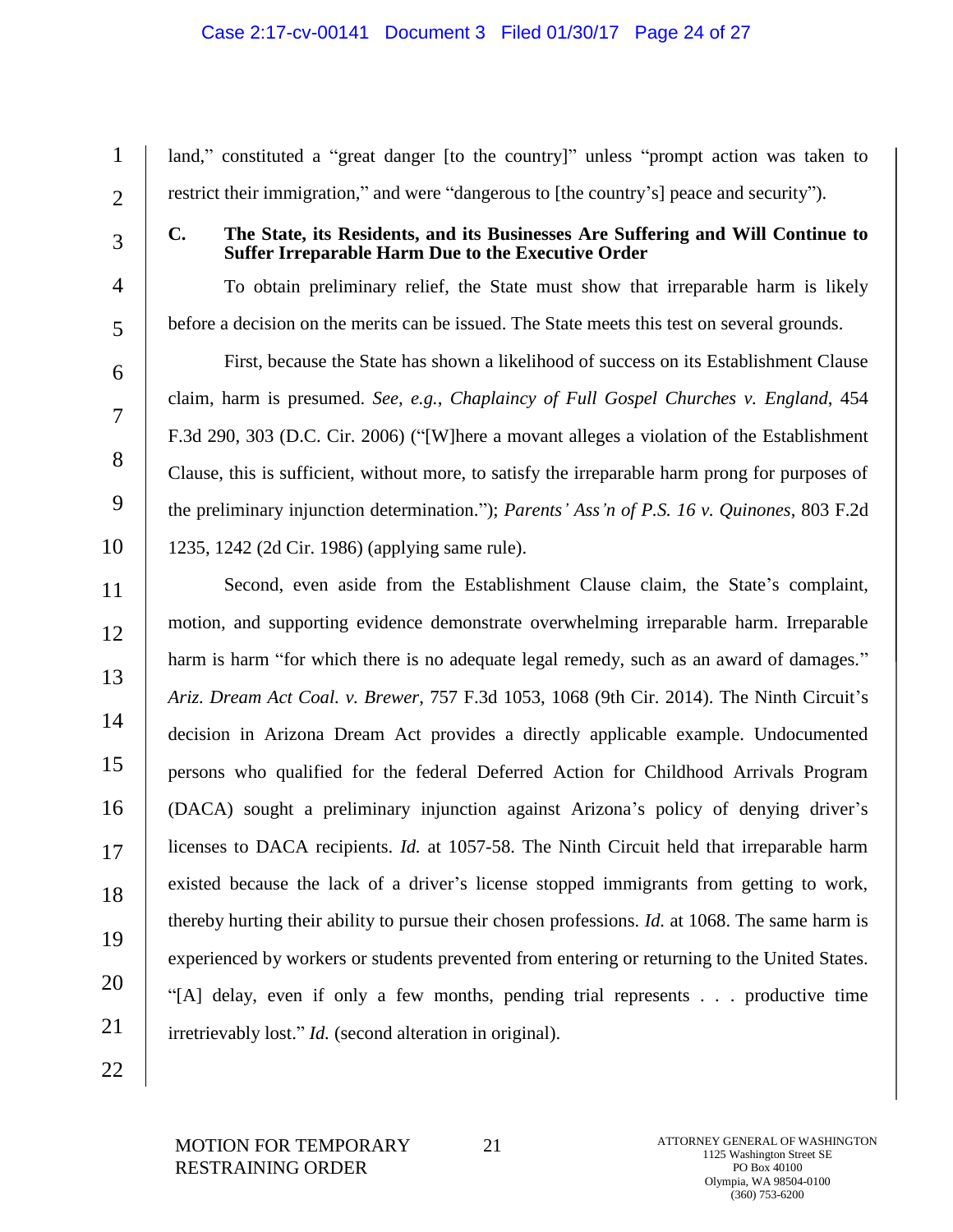land," constituted a "great danger [to the country]" unless "prompt action was taken to restrict their immigration," and were "dangerous to [the country's] peace and security").

### C. The State, its Residents, and its Businesses Are Suffering and Will Continue to Suffer Irreparable Harm Due to the Executive Order

To obtain preliminary relief, the State must show that irreparable harm is likely before a decision on the merits can be issued. The State meets this test on several grounds.

First, because the State has shown a likelihood of success on its Establishment Clause claim, harm is presumed. *See, e.g.*, *Chaplaincy of Full Gospel Churches v. England*, 454 F.3d 290, 303 (D.C. Cir. 2006) ("[W]here a movant alleges a violation of the Establishment Clause, this is sufficient, without more, to satisfy the irreparable harm prong for purposes of the preliminary injunction determination."); *Parents' Ass'n of P.S. 16 v. Quinones*, 803 F.2d 1235, 1242 (2d Cir. 1986) (applying same rule).

Second, even aside from the Establishment Clause claim, the State's complaint, motion, and supporting evidence demonstrate overwhelming irreparable harm. Irreparable harm is harm "for which there is no adequate legal remedy, such as an award of damages." *Ariz. Dream Act Coal. v. Brewer*, 757 F.3d 1053, 1068 (9th Cir. 2014). The Ninth Circuit's decision in Arizona Dream Act provides a directly applicable example. Undocumented persons who qualified for the federal Deferred Action for Childhood Arrivals Program (DACA) sought a preliminary injunction against Arizona's policy of denying driver's licenses to DACA recipients. *Id.* at 1057-58. The Ninth Circuit held that irreparable harm existed because the lack of a driver's license stopped immigrants from getting to work, thereby hurting their ability to pursue their chosen professions. *Id.* at 1068. The same harm is experienced by workers or students prevented from entering or returning to the United States. "[A] delay, even if only a few months, pending trial represents . . . productive time irretrievably lost." *Id.* (second alteration in original).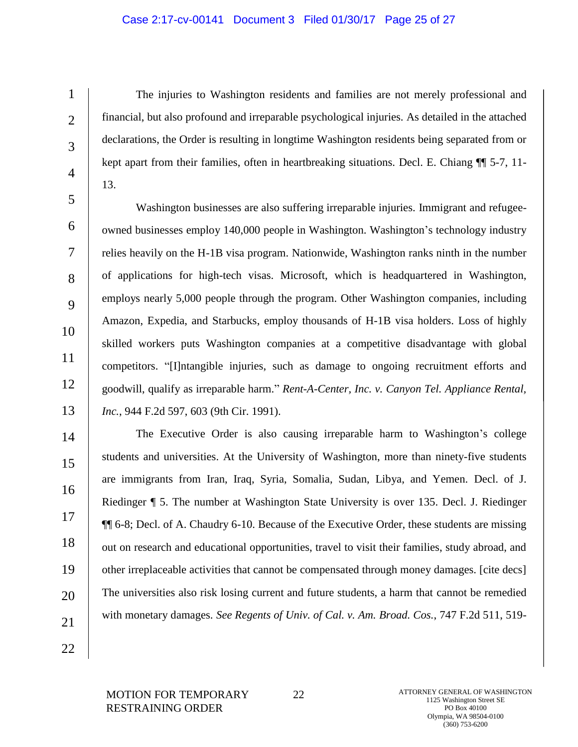The injuries to Washington residents and families are not merely professional and financial, but also profound and irreparable psychological injuries. As detailed in the attached declarations, the Order is resulting in longtime Washington residents being separated from or kept apart from their families, often in heartbreaking situations. Decl. E. Chiang ¶¶ 5-7, 11-13.

Washington businesses are also suffering irreparable injuries. Immigrant and refugee-owned businesses employ 140,000 people in Washington. Washington's technology industry relies heavily on the H-1B visa program. Nationwide, Washington ranks ninth in the number of applications for high-tech visas. Microsoft, which is headquartered in Washington, employs nearly 5,000 people through the program. Other Washington companies, including Amazon, Expedia, and Starbucks, employ thousands of H-1B visa holders. Loss of highly skilled workers puts Washington companies at a competitive disadvantage with global competitors. "[I]ntangible injuries, such as damage to ongoing recruitment efforts and goodwill, qualify as irreparable harm." *Rent-A-Center, Inc. v. Canyon Tel. Appliance Rental, Inc.*, 944 F.2d 597, 603 (9th Cir. 1991).

The Executive Order is also causing irreparable harm to Washington's college students and universities. At the University of Washington, more than ninety-five students are immigrants from Iran, Iraq, Syria, Somalia, Sudan, Libya, and Yemen. Decl. of J. Riedinger ¶ 5. The number at Washington State University is over 135. Decl. J. Riedinger ¶¶ 6-8; Decl. of A. Chaudry 6-10. Because of the Executive Order, these students are missing out on research and educational opportunities, travel to visit their families, study abroad, and other irreplaceable activities that cannot be compensated through money damages. [cite decs] The universities also risk losing current and future students, a harm that cannot be remedied with monetary damages. *See Regents of Univ. of Cal. v. Am. Broad. Cos.*, 747 F.2d 511, 519-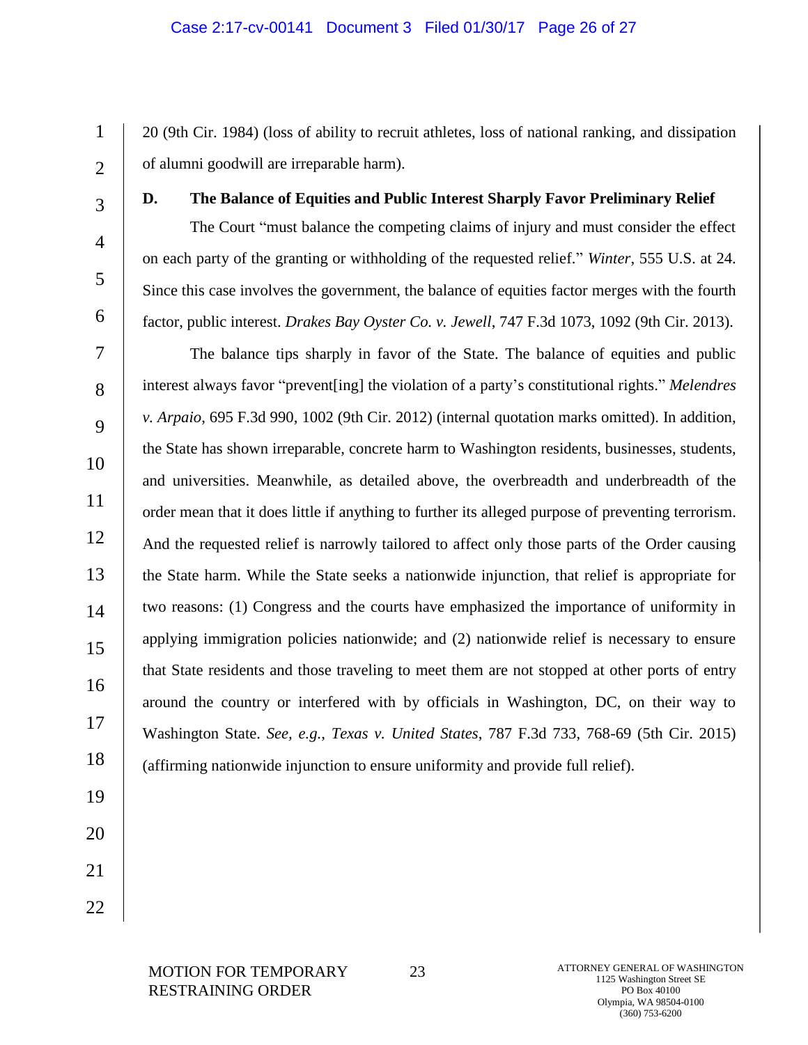20 (9th Cir. 1984) (loss of ability to recruit athletes, loss of national ranking, and dissipation of alumni goodwill are irreparable harm).

### D. The Balance of Equities and Public Interest Sharply Favor Preliminary Relief

The Court "must balance the competing claims of injury and must consider the effect on each party of the granting or withholding of the requested relief." *Winter*, 555 U.S. at 24. Since this case involves the government, the balance of equities factor merges with the fourth factor, public interest. *Drakes Bay Oyster Co. v. Jewell*, 747 F.3d 1073, 1092 (9th Cir. 2013).

The balance tips sharply in favor of the State. The balance of equities and public interest always favor "prevent[ing] the violation of a party's constitutional rights." *Melendres v. Arpaio*, 695 F.3d 990, 1002 (9th Cir. 2012) (internal quotation marks omitted). In addition, the State has shown irreparable, concrete harm to Washington residents, businesses, students, and universities. Meanwhile, as detailed above, the overbreadth and underbreadth of the order mean that it does little if anything to further its alleged purpose of preventing terrorism. And the requested relief is narrowly tailored to affect only those parts of the Order causing the State harm. While the State seeks a nationwide injunction, that relief is appropriate for two reasons: (1) Congress and the courts have emphasized the importance of uniformity in applying immigration policies nationwide; and (2) nationwide relief is necessary to ensure that State residents and those traveling to meet them are not stopped at other ports of entry around the country or interfered with by officials in Washington, DC, on their way to Washington State. *See, e.g.*, *Texas v. United States*, 787 F.3d 733, 768-69 (5th Cir. 2015) (affirming nationwide injunction to ensure uniformity and provide full relief).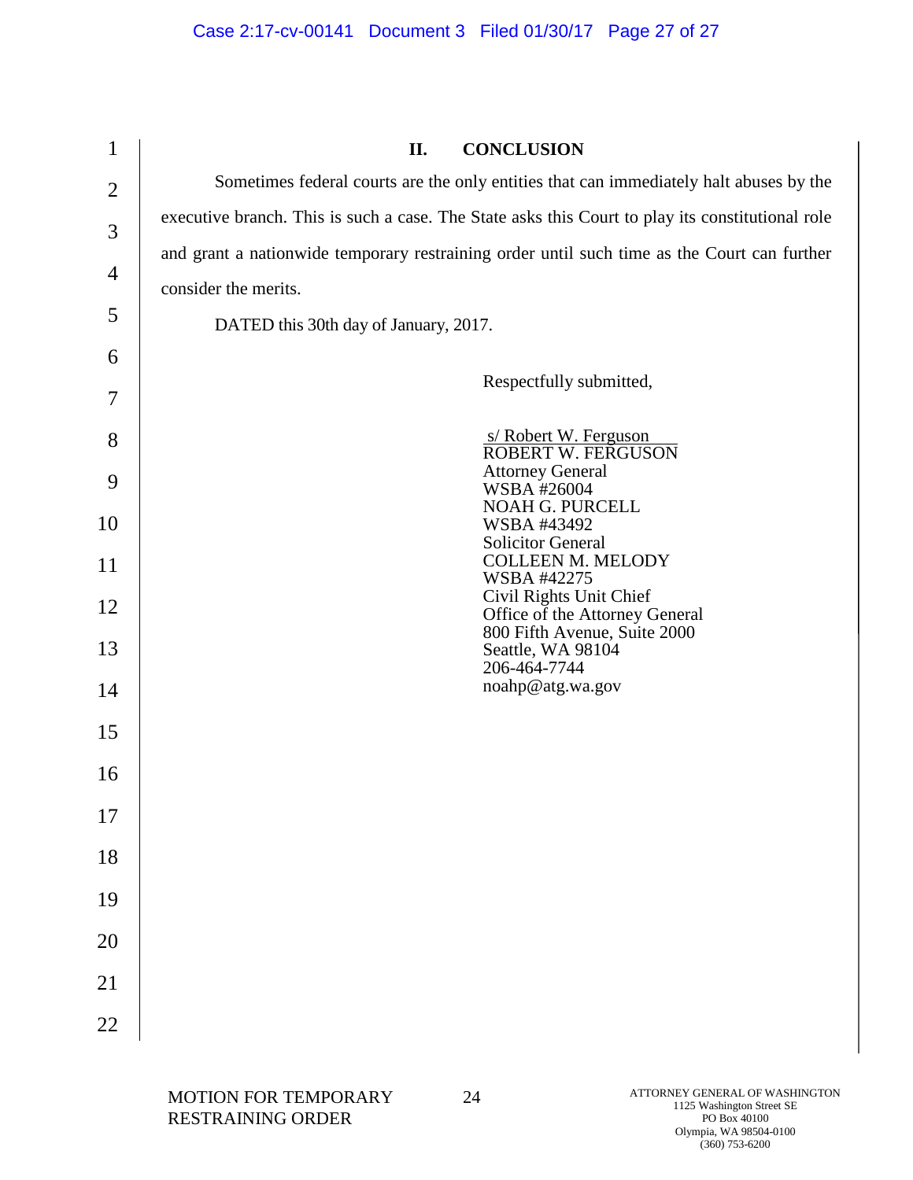## II. CONCLUSION

Sometimes federal courts are the only entities that can immediately halt abuses by the executive branch. This is such a case. The State asks this Court to play its constitutional role and grant a nationwide temporary restraining order until such time as the Court can further consider the merits.

DATED this 30th day of January, 2017.

Respectfully submitted,

s/ Robert W. Ferguson
ROBERT W. FERGUSON
Attorney General
WSBA #26004
NOAH G. PURCELL
WSBA #43492
Solicitor General
COLLEEN M. MELODY
WSBA #42275
Civil Rights Unit Chief
Office of the Attorney General
800 Fifth Avenue, Suite 2000
Seattle, WA 98104
206-464-7744
noahp@atg.wa.gov